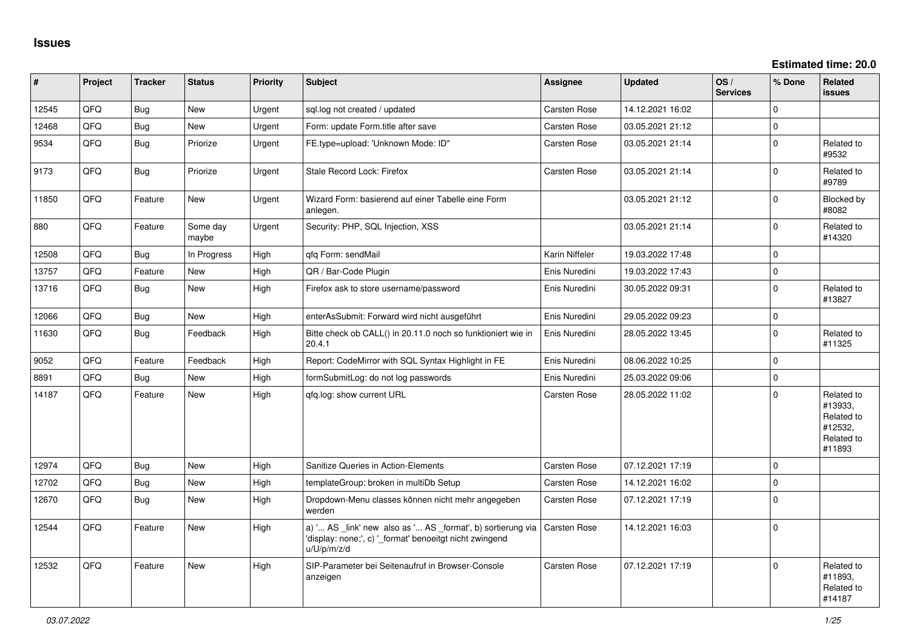# Issues

**Estimated time: 20.0**

| # | Project | Tracker | Status | Priority | Subject | Assignee | Updated | OS / Services | % Done | Related issues |
|---|---|---|---|---|---|---|---|---|---|---|
| 12545 | QFQ | Bug | New | Urgent | sql.log not created / updated | Carsten Rose | 14.12.2021 16:02 | | 0 | |
| 12468 | QFQ | Bug | New | Urgent | Form: update Form.title after save | Carsten Rose | 03.05.2021 21:12 | | 0 | |
| 9534 | QFQ | Bug | Priorize | Urgent | FE.type=upload: 'Unknown Mode: ID" | Carsten Rose | 03.05.2021 21:14 | | 0 | Related to #9532 |
| 9173 | QFQ | Bug | Priorize | Urgent | Stale Record Lock: Firefox | Carsten Rose | 03.05.2021 21:14 | | 0 | Related to #9789 |
| 11850 | QFQ | Feature | New | Urgent | Wizard Form: basierend auf einer Tabelle eine Form anlegen. | | 03.05.2021 21:12 | | 0 | Blocked by #8082 |
| 880 | QFQ | Feature | Some day maybe | Urgent | Security: PHP, SQL Injection, XSS | | 03.05.2021 21:14 | | 0 | Related to #14320 |
| 12508 | QFQ | Bug | In Progress | High | qfq Form: sendMail | Karin Niffeler | 19.03.2022 17:48 | | 0 | |
| 13757 | QFQ | Feature | New | High | QR / Bar-Code Plugin | Enis Nuredini | 19.03.2022 17:43 | | 0 | |
| 13716 | QFQ | Bug | New | High | Firefox ask to store username/password | Enis Nuredini | 30.05.2022 09:31 | | 0 | Related to #13827 |
| 12066 | QFQ | Bug | New | High | enterAsSubmit: Forward wird nicht ausgeführt | Enis Nuredini | 29.05.2022 09:23 | | 0 | |
| 11630 | QFQ | Bug | Feedback | High | Bitte check ob CALL() in 20.11.0 noch so funktioniert wie in 20.4.1 | Enis Nuredini | 28.05.2022 13:45 | | 0 | Related to #11325 |
| 9052 | QFQ | Feature | Feedback | High | Report: CodeMirror with SQL Syntax Highlight in FE | Enis Nuredini | 08.06.2022 10:25 | | 0 | |
| 8891 | QFQ | Bug | New | High | formSubmitLog: do not log passwords | Enis Nuredini | 25.03.2022 09:06 | | 0 | |
| 14187 | QFQ | Feature | New | High | qfq.log: show current URL | Carsten Rose | 28.05.2022 11:02 | | 0 | Related to #13933, Related to #12532, Related to #11893 |
| 12974 | QFQ | Bug | New | High | Sanitize Queries in Action-Elements | Carsten Rose | 07.12.2021 17:19 | | 0 | |
| 12702 | QFQ | Bug | New | High | templateGroup: broken in multiDb Setup | Carsten Rose | 14.12.2021 16:02 | | 0 | |
| 12670 | QFQ | Bug | New | High | Dropdown-Menu classes können nicht mehr angegeben werden | Carsten Rose | 07.12.2021 17:19 | | 0 | |
| 12544 | QFQ | Feature | New | High | a) '... AS _link' new also as '... AS _format', b) sortierung via 'display: none;', c) '_format' benoeitgt nicht zwingend u/U/p/m/z/d | Carsten Rose | 14.12.2021 16:03 | | 0 | |
| 12532 | QFQ | Feature | New | High | SIP-Parameter bei Seitenaufruf in Browser-Console anzeigen | Carsten Rose | 07.12.2021 17:19 | | 0 | Related to #11893, Related to #14187 |

*03.07.2022*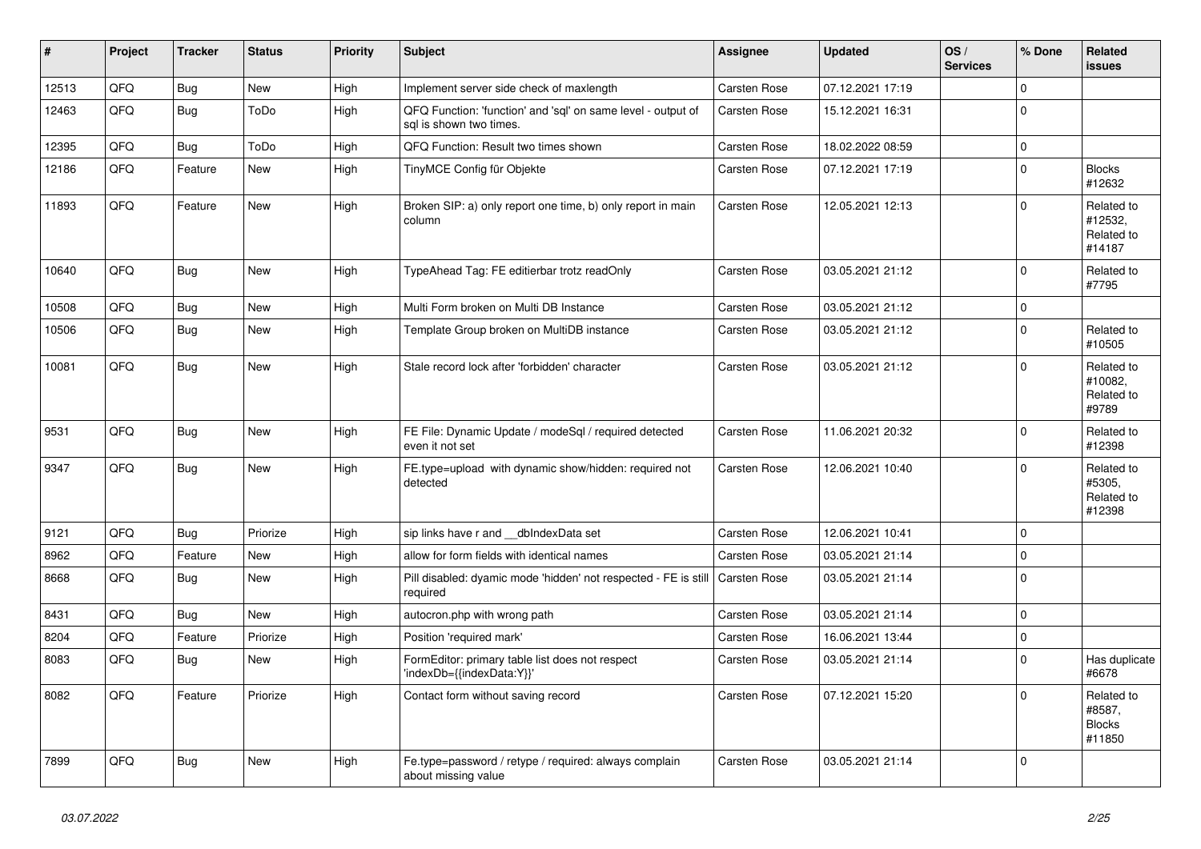| # | Project | Tracker | Status | Priority | Subject | Assignee | Updated | OS / Services | % Done | Related issues |
|---|---|---|---|---|---|---|---|---|---|---|
| 12513 | QFQ | Bug | New | High | Implement server side check of maxlength | Carsten Rose | 07.12.2021 17:19 | | 0 | |
| 12463 | QFQ | Bug | ToDo | High | QFQ Function: 'function' and 'sql' on same level - output of sql is shown two times. | Carsten Rose | 15.12.2021 16:31 | | 0 | |
| 12395 | QFQ | Bug | ToDo | High | QFQ Function: Result two times shown | Carsten Rose | 18.02.2022 08:59 | | 0 | |
| 12186 | QFQ | Feature | New | High | TinyMCE Config für Objekte | Carsten Rose | 07.12.2021 17:19 | | 0 | Blocks #12632 |
| 11893 | QFQ | Feature | New | High | Broken SIP: a) only report one time, b) only report in main column | Carsten Rose | 12.05.2021 12:13 | | 0 | Related to #12532, Related to #14187 |
| 10640 | QFQ | Bug | New | High | TypeAhead Tag: FE editierbar trotz readOnly | Carsten Rose | 03.05.2021 21:12 | | 0 | Related to #7795 |
| 10508 | QFQ | Bug | New | High | Multi Form broken on Multi DB Instance | Carsten Rose | 03.05.2021 21:12 | | 0 | |
| 10506 | QFQ | Bug | New | High | Template Group broken on MultiDB instance | Carsten Rose | 03.05.2021 21:12 | | 0 | Related to #10505 |
| 10081 | QFQ | Bug | New | High | Stale record lock after 'forbidden' character | Carsten Rose | 03.05.2021 21:12 | | 0 | Related to #10082, Related to #9789 |
| 9531 | QFQ | Bug | New | High | FE File: Dynamic Update / modeSql / required detected even it not set | Carsten Rose | 11.06.2021 20:32 | | 0 | Related to #12398 |
| 9347 | QFQ | Bug | New | High | FE.type=upload with dynamic show/hidden: required not detected | Carsten Rose | 12.06.2021 10:40 | | 0 | Related to #5305, Related to #12398 |
| 9121 | QFQ | Bug | Priorize | High | sip links have r and __dbIndexData set | Carsten Rose | 12.06.2021 10:41 | | 0 | |
| 8962 | QFQ | Feature | New | High | allow for form fields with identical names | Carsten Rose | 03.05.2021 21:14 | | 0 | |
| 8668 | QFQ | Bug | New | High | Pill disabled: dyamic mode 'hidden' not respected - FE is still required | Carsten Rose | 03.05.2021 21:14 | | 0 | |
| 8431 | QFQ | Bug | New | High | autocron.php with wrong path | Carsten Rose | 03.05.2021 21:14 | | 0 | |
| 8204 | QFQ | Feature | Priorize | High | Position 'required mark' | Carsten Rose | 16.06.2021 13:44 | | 0 | |
| 8083 | QFQ | Bug | New | High | FormEditor: primary table list does not respect 'indexDb={{indexData:Y}}' | Carsten Rose | 03.05.2021 21:14 | | 0 | Has duplicate #6678 |
| 8082 | QFQ | Feature | Priorize | High | Contact form without saving record | Carsten Rose | 07.12.2021 15:20 | | 0 | Related to #8587, Blocks #11850 |
| 7899 | QFQ | Bug | New | High | Fe.type=password / retype / required: always complain about missing value | Carsten Rose | 03.05.2021 21:14 | | 0 | |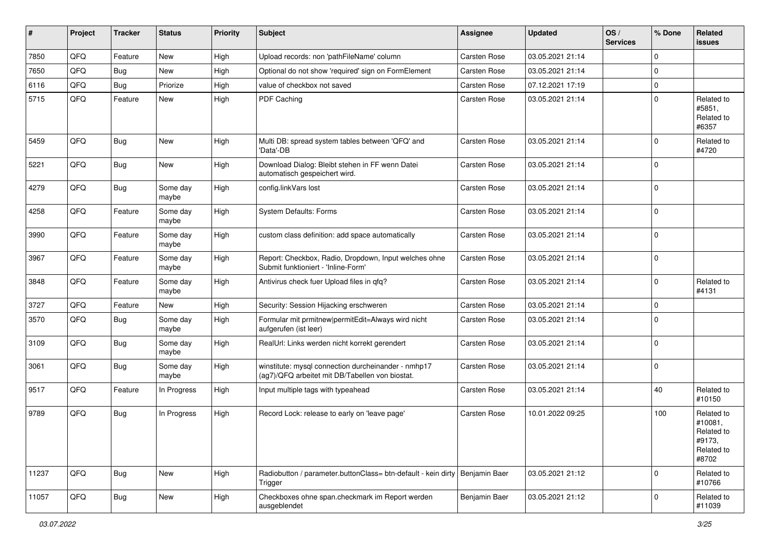| # | Project | Tracker | Status | Priority | Subject | Assignee | Updated | OS / Services | % Done | Related issues |
|---|---|---|---|---|---|---|---|---|---|---|
| 7850 | QFQ | Feature | New | High | Upload records: non 'pathFileName' column | Carsten Rose | 03.05.2021 21:14 | | 0 | |
| 7650 | QFQ | Bug | New | High | Optional do not show 'required' sign on FormElement | Carsten Rose | 03.05.2021 21:14 | | 0 | |
| 6116 | QFQ | Bug | Priorize | High | value of checkbox not saved | Carsten Rose | 07.12.2021 17:19 | | 0 | |
| 5715 | QFQ | Feature | New | High | PDF Caching | Carsten Rose | 03.05.2021 21:14 | | 0 | Related to #5851, Related to #6357 |
| 5459 | QFQ | Bug | New | High | Multi DB: spread system tables between 'QFQ' and 'Data'-DB | Carsten Rose | 03.05.2021 21:14 | | 0 | Related to #4720 |
| 5221 | QFQ | Bug | New | High | Download Dialog: Bleibt stehen in FF wenn Datei automatisch gespeichert wird. | Carsten Rose | 03.05.2021 21:14 | | 0 | |
| 4279 | QFQ | Bug | Some day maybe | High | config.linkVars lost | Carsten Rose | 03.05.2021 21:14 | | 0 | |
| 4258 | QFQ | Feature | Some day maybe | High | System Defaults: Forms | Carsten Rose | 03.05.2021 21:14 | | 0 | |
| 3990 | QFQ | Feature | Some day maybe | High | custom class definition: add space automatically | Carsten Rose | 03.05.2021 21:14 | | 0 | |
| 3967 | QFQ | Feature | Some day maybe | High | Report: Checkbox, Radio, Dropdown, Input welches ohne Submit funktioniert - 'Inline-Form' | Carsten Rose | 03.05.2021 21:14 | | 0 | |
| 3848 | QFQ | Feature | Some day maybe | High | Antivirus check fuer Upload files in qfq? | Carsten Rose | 03.05.2021 21:14 | | 0 | Related to #4131 |
| 3727 | QFQ | Feature | New | High | Security: Session Hijacking erschweren | Carsten Rose | 03.05.2021 21:14 | | 0 | |
| 3570 | QFQ | Bug | Some day maybe | High | Formular mit prmitnew\|permitEdit=Always wird nicht aufgerufen (ist leer) | Carsten Rose | 03.05.2021 21:14 | | 0 | |
| 3109 | QFQ | Bug | Some day maybe | High | RealUrl: Links werden nicht korrekt gerendert | Carsten Rose | 03.05.2021 21:14 | | 0 | |
| 3061 | QFQ | Bug | Some day maybe | High | winstitute: mysql connection durcheinander - nmhp17 (ag7)/QFQ arbeitet mit DB/Tabellen von biostat. | Carsten Rose | 03.05.2021 21:14 | | 0 | |
| 9517 | QFQ | Feature | In Progress | High | Input multiple tags with typeahead | Carsten Rose | 03.05.2021 21:14 | | 40 | Related to #10150 |
| 9789 | QFQ | Bug | In Progress | High | Record Lock: release to early on 'leave page' | Carsten Rose | 10.01.2022 09:25 | | 100 | Related to #10081, Related to #9173, Related to #8702 |
| 11237 | QFQ | Bug | New | High | Radiobutton / parameter.buttonClass= btn-default - kein dirty Trigger | Benjamin Baer | 03.05.2021 21:12 | | 0 | Related to #10766 |
| 11057 | QFQ | Bug | New | High | Checkboxes ohne span.checkmark im Report werden ausgeblendet | Benjamin Baer | 03.05.2021 21:12 | | 0 | Related to #11039 |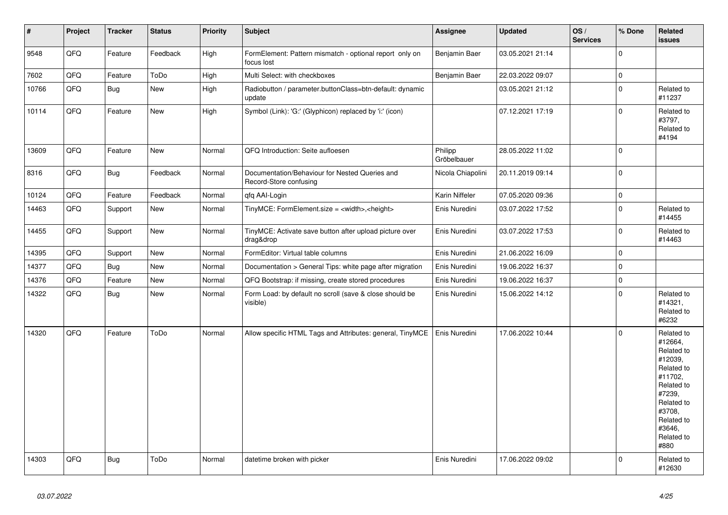| # | Project | Tracker | Status | Priority | Subject | Assignee | Updated | OS / Services | % Done | Related issues |
|---|---|---|---|---|---|---|---|---|---|---|
| 9548 | QFQ | Feature | Feedback | High | FormElement: Pattern mismatch - optional report only on focus lost | Benjamin Baer | 03.05.2021 21:14 | | 0 | |
| 7602 | QFQ | Feature | ToDo | High | Multi Select: with checkboxes | Benjamin Baer | 22.03.2022 09:07 | | 0 | |
| 10766 | QFQ | Bug | New | High | Radiobutton / parameter.buttonClass=btn-default: dynamic update | | 03.05.2021 21:12 | | 0 | Related to #11237 |
| 10114 | QFQ | Feature | New | High | Symbol (Link): 'G:' (Glyphicon) replaced by 'i:' (icon) | | 07.12.2021 17:19 | | 0 | Related to #3797, Related to #4194 |
| 13609 | QFQ | Feature | New | Normal | QFQ Introduction: Seite aufloesen | Philipp Gröbelbauer | 28.05.2022 11:02 | | 0 | |
| 8316 | QFQ | Bug | Feedback | Normal | Documentation/Behaviour for Nested Queries and Record-Store confusing | Nicola Chiapolini | 20.11.2019 09:14 | | 0 | |
| 10124 | QFQ | Feature | Feedback | Normal | qfq AAI-Login | Karin Niffeler | 07.05.2020 09:36 | | 0 | |
| 14463 | QFQ | Support | New | Normal | TinyMCE: FormElement.size = <width>,<height> | Enis Nuredini | 03.07.2022 17:52 | | 0 | Related to #14455 |
| 14455 | QFQ | Support | New | Normal | TinyMCE: Activate save button after upload picture over drag&drop | Enis Nuredini | 03.07.2022 17:53 | | 0 | Related to #14463 |
| 14395 | QFQ | Support | New | Normal | FormEditor: Virtual table columns | Enis Nuredini | 21.06.2022 16:09 | | 0 | |
| 14377 | QFQ | Bug | New | Normal | Documentation > General Tips: white page after migration | Enis Nuredini | 19.06.2022 16:37 | | 0 | |
| 14376 | QFQ | Feature | New | Normal | QFQ Bootstrap: if missing, create stored procedures | Enis Nuredini | 19.06.2022 16:37 | | 0 | |
| 14322 | QFQ | Bug | New | Normal | Form Load: by default no scroll (save & close should be visible) | Enis Nuredini | 15.06.2022 14:12 | | 0 | Related to #14321, Related to #6232 |
| 14320 | QFQ | Feature | ToDo | Normal | Allow specific HTML Tags and Attributes: general, TinyMCE | Enis Nuredini | 17.06.2022 10:44 | | 0 | Related to #12664, Related to #12039, Related to #11702, Related to #7239, Related to #3708, Related to #3646, Related to #880 |
| 14303 | QFQ | Bug | ToDo | Normal | datetime broken with picker | Enis Nuredini | 17.06.2022 09:02 | | 0 | Related to #12630 |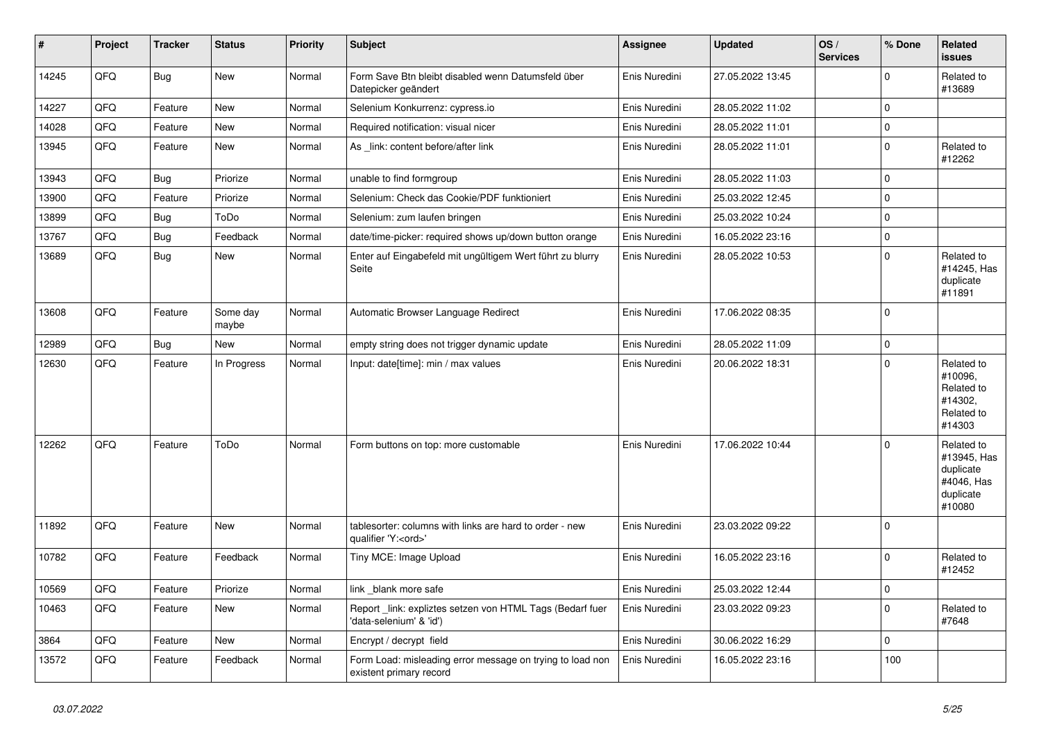| # | Project | Tracker | Status | Priority | Subject | Assignee | Updated | OS / Services | % Done | Related issues |
|---|---|---|---|---|---|---|---|---|---|---|
| 14245 | QFQ | Bug | New | Normal | Form Save Btn bleibt disabled wenn Datumsfeld über Datepicker geändert | Enis Nuredini | 27.05.2022 13:45 | | 0 | Related to #13689 |
| 14227 | QFQ | Feature | New | Normal | Selenium Konkurrenz: cypress.io | Enis Nuredini | 28.05.2022 11:02 | | 0 | |
| 14028 | QFQ | Feature | New | Normal | Required notification: visual nicer | Enis Nuredini | 28.05.2022 11:01 | | 0 | |
| 13945 | QFQ | Feature | New | Normal | As _link: content before/after link | Enis Nuredini | 28.05.2022 11:01 | | 0 | Related to #12262 |
| 13943 | QFQ | Bug | Priorize | Normal | unable to find formgroup | Enis Nuredini | 28.05.2022 11:03 | | 0 | |
| 13900 | QFQ | Feature | Priorize | Normal | Selenium: Check das Cookie/PDF funktioniert | Enis Nuredini | 25.03.2022 12:45 | | 0 | |
| 13899 | QFQ | Bug | ToDo | Normal | Selenium: zum laufen bringen | Enis Nuredini | 25.03.2022 10:24 | | 0 | |
| 13767 | QFQ | Bug | Feedback | Normal | date/time-picker: required shows up/down button orange | Enis Nuredini | 16.05.2022 23:16 | | 0 | |
| 13689 | QFQ | Bug | New | Normal | Enter auf Eingabefeld mit ungültigem Wert führt zu blurry Seite | Enis Nuredini | 28.05.2022 10:53 | | 0 | Related to #14245, Has duplicate #11891 |
| 13608 | QFQ | Feature | Some day maybe | Normal | Automatic Browser Language Redirect | Enis Nuredini | 17.06.2022 08:35 | | 0 | |
| 12989 | QFQ | Bug | New | Normal | empty string does not trigger dynamic update | Enis Nuredini | 28.05.2022 11:09 | | 0 | |
| 12630 | QFQ | Feature | In Progress | Normal | Input: date[time]: min / max values | Enis Nuredini | 20.06.2022 18:31 | | 0 | Related to #10096, Related to #14302, Related to #14303 |
| 12262 | QFQ | Feature | ToDo | Normal | Form buttons on top: more customable | Enis Nuredini | 17.06.2022 10:44 | | 0 | Related to #13945, Has duplicate #4046, Has duplicate #10080 |
| 11892 | QFQ | Feature | New | Normal | tablesorter: columns with links are hard to order - new qualifier 'Y:<ord>' | Enis Nuredini | 23.03.2022 09:22 | | 0 | |
| 10782 | QFQ | Feature | Feedback | Normal | Tiny MCE: Image Upload | Enis Nuredini | 16.05.2022 23:16 | | 0 | Related to #12452 |
| 10569 | QFQ | Feature | Priorize | Normal | link _blank more safe | Enis Nuredini | 25.03.2022 12:44 | | 0 | |
| 10463 | QFQ | Feature | New | Normal | Report _link: expliztes setzen von HTML Tags (Bedarf fuer 'data-selenium' & 'id') | Enis Nuredini | 23.03.2022 09:23 | | 0 | Related to #7648 |
| 3864 | QFQ | Feature | New | Normal | Encrypt / decrypt field | Enis Nuredini | 30.06.2022 16:29 | | 0 | |
| 13572 | QFQ | Feature | Feedback | Normal | Form Load: misleading error message on trying to load non existent primary record | Enis Nuredini | 16.05.2022 23:16 | | 100 | |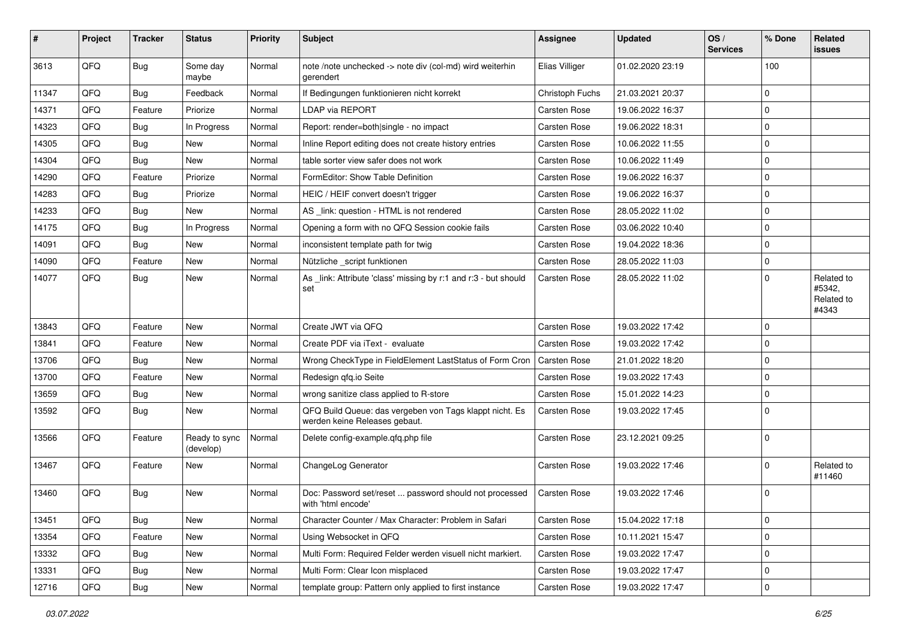| # | Project | Tracker | Status | Priority | Subject | Assignee | Updated | OS / Services | % Done | Related issues |
|---|---|---|---|---|---|---|---|---|---|---|
| 3613 | QFQ | Bug | Some day maybe | Normal | note /note unchecked -> note div (col-md) wird weiterhin gerendert | Elias Villiger | 01.02.2020 23:19 | | 100 | |
| 11347 | QFQ | Bug | Feedback | Normal | If Bedingungen funktionieren nicht korrekt | Christoph Fuchs | 21.03.2021 20:37 | | 0 | |
| 14371 | QFQ | Feature | Priorize | Normal | LDAP via REPORT | Carsten Rose | 19.06.2022 16:37 | | 0 | |
| 14323 | QFQ | Bug | In Progress | Normal | Report: render=both\|single - no impact | Carsten Rose | 19.06.2022 18:31 | | 0 | |
| 14305 | QFQ | Bug | New | Normal | Inline Report editing does not create history entries | Carsten Rose | 10.06.2022 11:55 | | 0 | |
| 14304 | QFQ | Bug | New | Normal | table sorter view safer does not work | Carsten Rose | 10.06.2022 11:49 | | 0 | |
| 14290 | QFQ | Feature | Priorize | Normal | FormEditor: Show Table Definition | Carsten Rose | 19.06.2022 16:37 | | 0 | |
| 14283 | QFQ | Bug | Priorize | Normal | HEIC / HEIF convert doesn't trigger | Carsten Rose | 19.06.2022 16:37 | | 0 | |
| 14233 | QFQ | Bug | New | Normal | AS _link: question - HTML is not rendered | Carsten Rose | 28.05.2022 11:02 | | 0 | |
| 14175 | QFQ | Bug | In Progress | Normal | Opening a form with no QFQ Session cookie fails | Carsten Rose | 03.06.2022 10:40 | | 0 | |
| 14091 | QFQ | Bug | New | Normal | inconsistent template path for twig | Carsten Rose | 19.04.2022 18:36 | | 0 | |
| 14090 | QFQ | Feature | New | Normal | Nützliche _script funktionen | Carsten Rose | 28.05.2022 11:03 | | 0 | |
| 14077 | QFQ | Bug | New | Normal | As _link: Attribute 'class' missing by r:1 and r:3 - but should set | Carsten Rose | 28.05.2022 11:02 | | 0 | Related to #5342, Related to #4343 |
| 13843 | QFQ | Feature | New | Normal | Create JWT via QFQ | Carsten Rose | 19.03.2022 17:42 | | 0 | |
| 13841 | QFQ | Feature | New | Normal | Create PDF via iText - evaluate | Carsten Rose | 19.03.2022 17:42 | | 0 | |
| 13706 | QFQ | Bug | New | Normal | Wrong CheckType in FieldElement LastStatus of Form Cron | Carsten Rose | 21.01.2022 18:20 | | 0 | |
| 13700 | QFQ | Feature | New | Normal | Redesign qfq.io Seite | Carsten Rose | 19.03.2022 17:43 | | 0 | |
| 13659 | QFQ | Bug | New | Normal | wrong sanitize class applied to R-store | Carsten Rose | 15.01.2022 14:23 | | 0 | |
| 13592 | QFQ | Bug | New | Normal | QFQ Build Queue: das vergeben von Tags klappt nicht. Es werden keine Releases gebaut. | Carsten Rose | 19.03.2022 17:45 | | 0 | |
| 13566 | QFQ | Feature | Ready to sync (develop) | Normal | Delete config-example.qfq.php file | Carsten Rose | 23.12.2021 09:25 | | 0 | |
| 13467 | QFQ | Feature | New | Normal | ChangeLog Generator | Carsten Rose | 19.03.2022 17:46 | | 0 | Related to #11460 |
| 13460 | QFQ | Bug | New | Normal | Doc: Password set/reset ... password should not processed with 'html encode' | Carsten Rose | 19.03.2022 17:46 | | 0 | |
| 13451 | QFQ | Bug | New | Normal | Character Counter / Max Character: Problem in Safari | Carsten Rose | 15.04.2022 17:18 | | 0 | |
| 13354 | QFQ | Feature | New | Normal | Using Websocket in QFQ | Carsten Rose | 10.11.2021 15:47 | | 0 | |
| 13332 | QFQ | Bug | New | Normal | Multi Form: Required Felder werden visuell nicht markiert. | Carsten Rose | 19.03.2022 17:47 | | 0 | |
| 13331 | QFQ | Bug | New | Normal | Multi Form: Clear Icon misplaced | Carsten Rose | 19.03.2022 17:47 | | 0 | |
| 12716 | QFQ | Bug | New | Normal | template group: Pattern only applied to first instance | Carsten Rose | 19.03.2022 17:47 | | 0 | |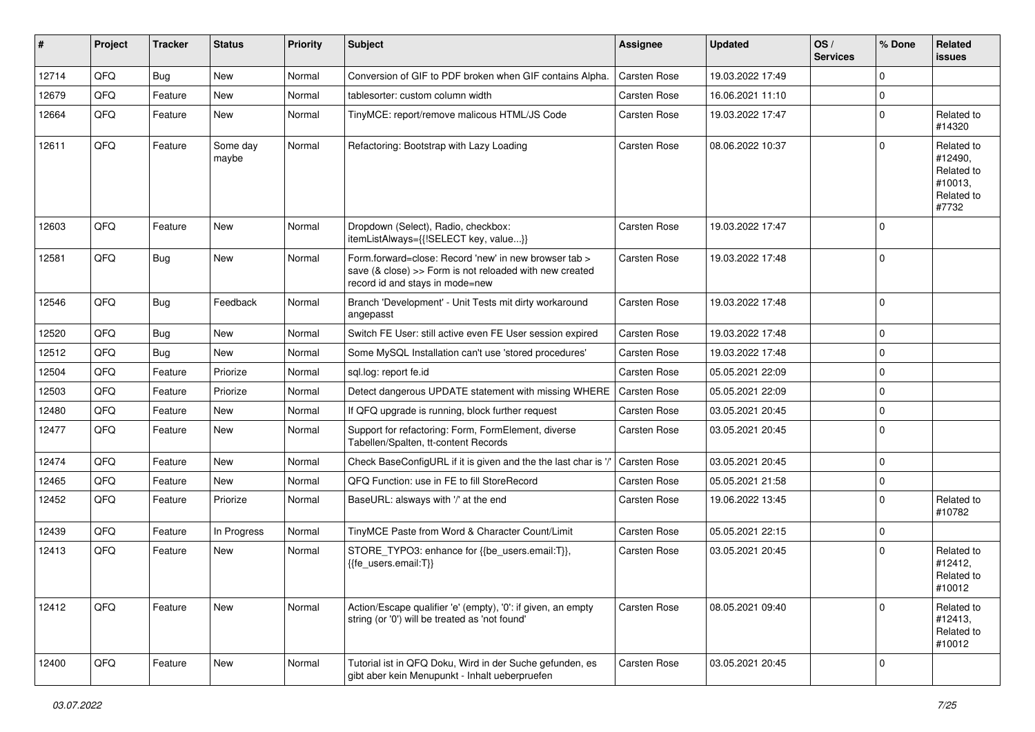| # | Project | Tracker | Status | Priority | Subject | Assignee | Updated | OS / Services | % Done | Related issues |
|---|---|---|---|---|---|---|---|---|---|---|
| 12714 | QFQ | Bug | New | Normal | Conversion of GIF to PDF broken when GIF contains Alpha. | Carsten Rose | 19.03.2022 17:49 | | 0 | |
| 12679 | QFQ | Feature | New | Normal | tablesorter: custom column width | Carsten Rose | 16.06.2021 11:10 | | 0 | |
| 12664 | QFQ | Feature | New | Normal | TinyMCE: report/remove malicous HTML/JS Code | Carsten Rose | 19.03.2022 17:47 | | 0 | Related to #14320 |
| 12611 | QFQ | Feature | Some day maybe | Normal | Refactoring: Bootstrap with Lazy Loading | Carsten Rose | 08.06.2022 10:37 | | 0 | Related to #12490, Related to #10013, Related to #7732 |
| 12603 | QFQ | Feature | New | Normal | Dropdown (Select), Radio, checkbox: itemListAlways={{!SELECT key, value...}} | Carsten Rose | 19.03.2022 17:47 | | 0 | |
| 12581 | QFQ | Bug | New | Normal | Form.forward=close: Record 'new' in new browser tab > save (& close) >> Form is not reloaded with new created record id and stays in mode=new | Carsten Rose | 19.03.2022 17:48 | | 0 | |
| 12546 | QFQ | Bug | Feedback | Normal | Branch 'Development' - Unit Tests mit dirty workaround angepasst | Carsten Rose | 19.03.2022 17:48 | | 0 | |
| 12520 | QFQ | Bug | New | Normal | Switch FE User: still active even FE User session expired | Carsten Rose | 19.03.2022 17:48 | | 0 | |
| 12512 | QFQ | Bug | New | Normal | Some MySQL Installation can't use 'stored procedures' | Carsten Rose | 19.03.2022 17:48 | | 0 | |
| 12504 | QFQ | Feature | Priorize | Normal | sql.log: report fe.id | Carsten Rose | 05.05.2021 22:09 | | 0 | |
| 12503 | QFQ | Feature | Priorize | Normal | Detect dangerous UPDATE statement with missing WHERE | Carsten Rose | 05.05.2021 22:09 | | 0 | |
| 12480 | QFQ | Feature | New | Normal | If QFQ upgrade is running, block further request | Carsten Rose | 03.05.2021 20:45 | | 0 | |
| 12477 | QFQ | Feature | New | Normal | Support for refactoring: Form, FormElement, diverse Tabellen/Spalten, tt-content Records | Carsten Rose | 03.05.2021 20:45 | | 0 | |
| 12474 | QFQ | Feature | New | Normal | Check BaseConfigURL if it is given and the the last char is '/' | Carsten Rose | 03.05.2021 20:45 | | 0 | |
| 12465 | QFQ | Feature | New | Normal | QFQ Function: use in FE to fill StoreRecord | Carsten Rose | 05.05.2021 21:58 | | 0 | |
| 12452 | QFQ | Feature | Priorize | Normal | BaseURL: alsways with '/' at the end | Carsten Rose | 19.06.2022 13:45 | | 0 | Related to #10782 |
| 12439 | QFQ | Feature | In Progress | Normal | TinyMCE Paste from Word & Character Count/Limit | Carsten Rose | 05.05.2021 22:15 | | 0 | |
| 12413 | QFQ | Feature | New | Normal | STORE_TYPO3: enhance for {{be_users.email:T}}, {{fe_users.email:T}} | Carsten Rose | 03.05.2021 20:45 | | 0 | Related to #12412, Related to #10012 |
| 12412 | QFQ | Feature | New | Normal | Action/Escape qualifier 'e' (empty), '0': if given, an empty string (or '0') will be treated as 'not found' | Carsten Rose | 08.05.2021 09:40 | | 0 | Related to #12413, Related to #10012 |
| 12400 | QFQ | Feature | New | Normal | Tutorial ist in QFQ Doku, Wird in der Suche gefunden, es gibt aber kein Menupunkt - Inhalt ueberpruefen | Carsten Rose | 03.05.2021 20:45 | | 0 | |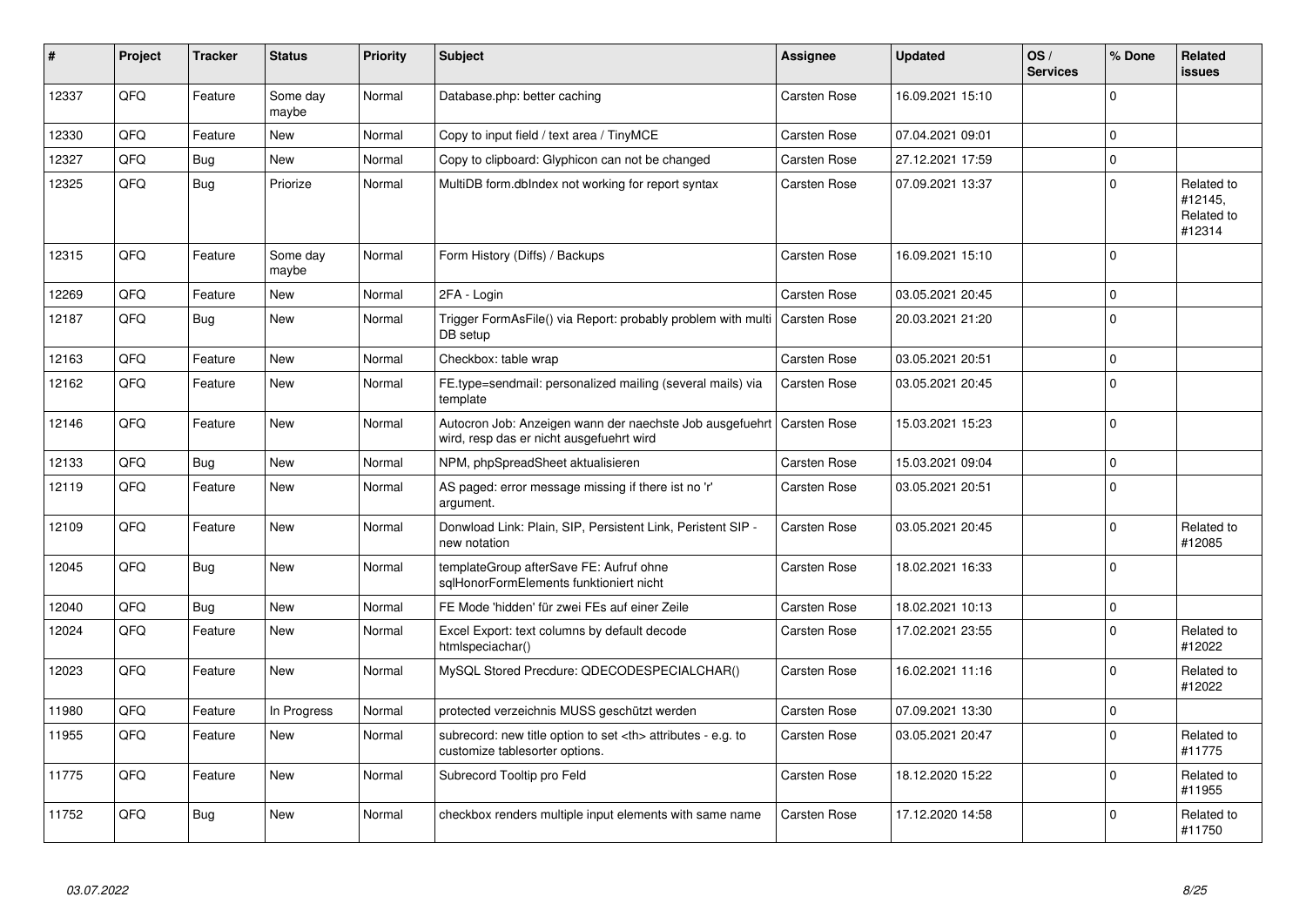| # | Project | Tracker | Status | Priority | Subject | Assignee | Updated | OS / Services | % Done | Related issues |
|---|---|---|---|---|---|---|---|---|---|---|
| 12337 | QFQ | Feature | Some day maybe | Normal | Database.php: better caching | Carsten Rose | 16.09.2021 15:10 | | 0 | |
| 12330 | QFQ | Feature | New | Normal | Copy to input field / text area / TinyMCE | Carsten Rose | 07.04.2021 09:01 | | 0 | |
| 12327 | QFQ | Bug | New | Normal | Copy to clipboard: Glyphicon can not be changed | Carsten Rose | 27.12.2021 17:59 | | 0 | |
| 12325 | QFQ | Bug | Priorize | Normal | MultiDB form.dbIndex not working for report syntax | Carsten Rose | 07.09.2021 13:37 | | 0 | Related to #12145, Related to #12314 |
| 12315 | QFQ | Feature | Some day maybe | Normal | Form History (Diffs) / Backups | Carsten Rose | 16.09.2021 15:10 | | 0 | |
| 12269 | QFQ | Feature | New | Normal | 2FA - Login | Carsten Rose | 03.05.2021 20:45 | | 0 | |
| 12187 | QFQ | Bug | New | Normal | Trigger FormAsFile() via Report: probably problem with multi DB setup | Carsten Rose | 20.03.2021 21:20 | | 0 | |
| 12163 | QFQ | Feature | New | Normal | Checkbox: table wrap | Carsten Rose | 03.05.2021 20:51 | | 0 | |
| 12162 | QFQ | Feature | New | Normal | FE.type=sendmail: personalized mailing (several mails) via template | Carsten Rose | 03.05.2021 20:45 | | 0 | |
| 12146 | QFQ | Feature | New | Normal | Autocron Job: Anzeigen wann der naechste Job ausgefuehrt wird, resp das er nicht ausgefuehrt wird | Carsten Rose | 15.03.2021 15:23 | | 0 | |
| 12133 | QFQ | Bug | New | Normal | NPM, phpSpreadSheet aktualisieren | Carsten Rose | 15.03.2021 09:04 | | 0 | |
| 12119 | QFQ | Feature | New | Normal | AS paged: error message missing if there ist no 'r' argument. | Carsten Rose | 03.05.2021 20:51 | | 0 | |
| 12109 | QFQ | Feature | New | Normal | Donwload Link: Plain, SIP, Persistent Link, Peristent SIP - new notation | Carsten Rose | 03.05.2021 20:45 | | 0 | Related to #12085 |
| 12045 | QFQ | Bug | New | Normal | templateGroup afterSave FE: Aufruf ohne sqlHonorFormElements funktioniert nicht | Carsten Rose | 18.02.2021 16:33 | | 0 | |
| 12040 | QFQ | Bug | New | Normal | FE Mode 'hidden' für zwei FEs auf einer Zeile | Carsten Rose | 18.02.2021 10:13 | | 0 | |
| 12024 | QFQ | Feature | New | Normal | Excel Export: text columns by default decode htmlspeciachar() | Carsten Rose | 17.02.2021 23:55 | | 0 | Related to #12022 |
| 12023 | QFQ | Feature | New | Normal | MySQL Stored Precdure: QDECODESPECIALCHAR() | Carsten Rose | 16.02.2021 11:16 | | 0 | Related to #12022 |
| 11980 | QFQ | Feature | In Progress | Normal | protected verzeichnis MUSS geschützt werden | Carsten Rose | 07.09.2021 13:30 | | 0 | |
| 11955 | QFQ | Feature | New | Normal | subrecord: new title option to set <th> attributes - e.g. to customize tablesorter options. | Carsten Rose | 03.05.2021 20:47 | | 0 | Related to #11775 |
| 11775 | QFQ | Feature | New | Normal | Subrecord Tooltip pro Feld | Carsten Rose | 18.12.2020 15:22 | | 0 | Related to #11955 |
| 11752 | QFQ | Bug | New | Normal | checkbox renders multiple input elements with same name | Carsten Rose | 17.12.2020 14:58 | | 0 | Related to #11750 |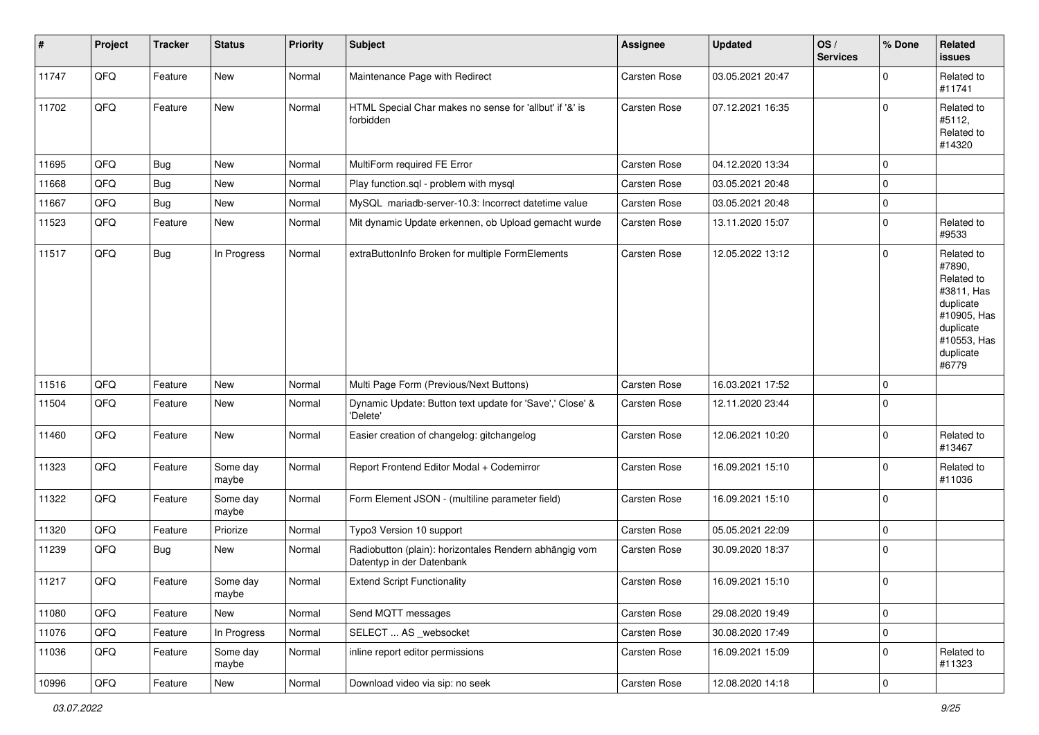| # | Project | Tracker | Status | Priority | Subject | Assignee | Updated | OS / Services | % Done | Related issues |
|---|---|---|---|---|---|---|---|---|---|---|
| 11747 | QFQ | Feature | New | Normal | Maintenance Page with Redirect | Carsten Rose | 03.05.2021 20:47 | | 0 | Related to #11741 |
| 11702 | QFQ | Feature | New | Normal | HTML Special Char makes no sense for 'allbut' if '&' is forbidden | Carsten Rose | 07.12.2021 16:35 | | 0 | Related to #5112, Related to #14320 |
| 11695 | QFQ | Bug | New | Normal | MultiForm required FE Error | Carsten Rose | 04.12.2020 13:34 | | 0 | |
| 11668 | QFQ | Bug | New | Normal | Play function.sql - problem with mysql | Carsten Rose | 03.05.2021 20:48 | | 0 | |
| 11667 | QFQ | Bug | New | Normal | MySQL mariadb-server-10.3: Incorrect datetime value | Carsten Rose | 03.05.2021 20:48 | | 0 | |
| 11523 | QFQ | Feature | New | Normal | Mit dynamic Update erkennen, ob Upload gemacht wurde | Carsten Rose | 13.11.2020 15:07 | | 0 | Related to #9533 |
| 11517 | QFQ | Bug | In Progress | Normal | extraButtonInfo Broken for multiple FormElements | Carsten Rose | 12.05.2022 13:12 | | 0 | Related to #7890, Related to #3811, Has duplicate #10905, Has duplicate #10553, Has duplicate #6779 |
| 11516 | QFQ | Feature | New | Normal | Multi Page Form (Previous/Next Buttons) | Carsten Rose | 16.03.2021 17:52 | | 0 | |
| 11504 | QFQ | Feature | New | Normal | Dynamic Update: Button text update for 'Save',' Close' & 'Delete' | Carsten Rose | 12.11.2020 23:44 | | 0 | |
| 11460 | QFQ | Feature | New | Normal | Easier creation of changelog: gitchangelog | Carsten Rose | 12.06.2021 10:20 | | 0 | Related to #13467 |
| 11323 | QFQ | Feature | Some day maybe | Normal | Report Frontend Editor Modal + Codemirror | Carsten Rose | 16.09.2021 15:10 | | 0 | Related to #11036 |
| 11322 | QFQ | Feature | Some day maybe | Normal | Form Element JSON - (multiline parameter field) | Carsten Rose | 16.09.2021 15:10 | | 0 | |
| 11320 | QFQ | Feature | Priorize | Normal | Typo3 Version 10 support | Carsten Rose | 05.05.2021 22:09 | | 0 | |
| 11239 | QFQ | Bug | New | Normal | Radiobutton (plain): horizontales Rendern abhängig vom Datentyp in der Datenbank | Carsten Rose | 30.09.2020 18:37 | | 0 | |
| 11217 | QFQ | Feature | Some day maybe | Normal | Extend Script Functionality | Carsten Rose | 16.09.2021 15:10 | | 0 | |
| 11080 | QFQ | Feature | New | Normal | Send MQTT messages | Carsten Rose | 29.08.2020 19:49 | | 0 | |
| 11076 | QFQ | Feature | In Progress | Normal | SELECT ... AS _websocket | Carsten Rose | 30.08.2020 17:49 | | 0 | |
| 11036 | QFQ | Feature | Some day maybe | Normal | inline report editor permissions | Carsten Rose | 16.09.2021 15:09 | | 0 | Related to #11323 |
| 10996 | QFQ | Feature | New | Normal | Download video via sip: no seek | Carsten Rose | 12.08.2020 14:18 | | 0 | |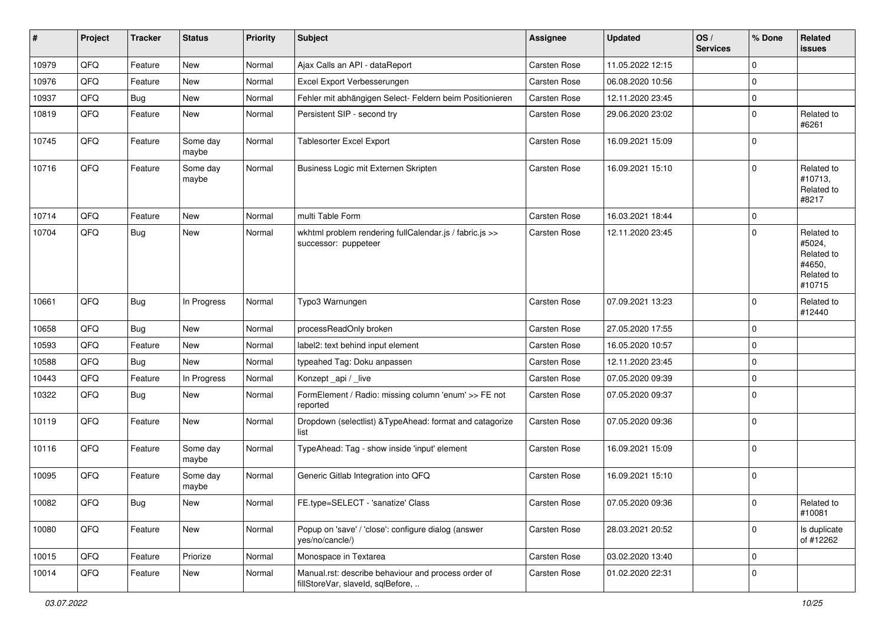| # | Project | Tracker | Status | Priority | Subject | Assignee | Updated | OS / Services | % Done | Related issues |
|---|---|---|---|---|---|---|---|---|---|---|
| 10979 | QFQ | Feature | New | Normal | Ajax Calls an API - dataReport | Carsten Rose | 11.05.2022 12:15 | | 0 | |
| 10976 | QFQ | Feature | New | Normal | Excel Export Verbesserungen | Carsten Rose | 06.08.2020 10:56 | | 0 | |
| 10937 | QFQ | Bug | New | Normal | Fehler mit abhängigen Select- Feldern beim Positionieren | Carsten Rose | 12.11.2020 23:45 | | 0 | |
| 10819 | QFQ | Feature | New | Normal | Persistent SIP - second try | Carsten Rose | 29.06.2020 23:02 | | 0 | Related to #6261 |
| 10745 | QFQ | Feature | Some day maybe | Normal | Tablesorter Excel Export | Carsten Rose | 16.09.2021 15:09 | | 0 | |
| 10716 | QFQ | Feature | Some day maybe | Normal | Business Logic mit Externen Skripten | Carsten Rose | 16.09.2021 15:10 | | 0 | Related to #10713, Related to #8217 |
| 10714 | QFQ | Feature | New | Normal | multi Table Form | Carsten Rose | 16.03.2021 18:44 | | 0 | |
| 10704 | QFQ | Bug | New | Normal | wkhtml problem rendering fullCalendar.js / fabric.js >> successor: puppeteer | Carsten Rose | 12.11.2020 23:45 | | 0 | Related to #5024, Related to #4650, Related to #10715 |
| 10661 | QFQ | Bug | In Progress | Normal | Typo3 Warnungen | Carsten Rose | 07.09.2021 13:23 | | 0 | Related to #12440 |
| 10658 | QFQ | Bug | New | Normal | processReadOnly broken | Carsten Rose | 27.05.2020 17:55 | | 0 | |
| 10593 | QFQ | Feature | New | Normal | label2: text behind input element | Carsten Rose | 16.05.2020 10:57 | | 0 | |
| 10588 | QFQ | Bug | New | Normal | typeahed Tag: Doku anpassen | Carsten Rose | 12.11.2020 23:45 | | 0 | |
| 10443 | QFQ | Feature | In Progress | Normal | Konzept _api / _live | Carsten Rose | 07.05.2020 09:39 | | 0 | |
| 10322 | QFQ | Bug | New | Normal | FormElement / Radio: missing column 'enum' >> FE not reported | Carsten Rose | 07.05.2020 09:37 | | 0 | |
| 10119 | QFQ | Feature | New | Normal | Dropdown (selectlist) &TypeAhead: format and catagorize list | Carsten Rose | 07.05.2020 09:36 | | 0 | |
| 10116 | QFQ | Feature | Some day maybe | Normal | TypeAhead: Tag - show inside 'input' element | Carsten Rose | 16.09.2021 15:09 | | 0 | |
| 10095 | QFQ | Feature | Some day maybe | Normal | Generic Gitlab Integration into QFQ | Carsten Rose | 16.09.2021 15:10 | | 0 | |
| 10082 | QFQ | Bug | New | Normal | FE.type=SELECT - 'sanatize' Class | Carsten Rose | 07.05.2020 09:36 | | 0 | Related to #10081 |
| 10080 | QFQ | Feature | New | Normal | Popup on 'save' / 'close': configure dialog (answer yes/no/cancle/) | Carsten Rose | 28.03.2021 20:52 | | 0 | Is duplicate of #12262 |
| 10015 | QFQ | Feature | Priorize | Normal | Monospace in Textarea | Carsten Rose | 03.02.2020 13:40 | | 0 | |
| 10014 | QFQ | Feature | New | Normal | Manual.rst: describe behaviour and process order of fillStoreVar, slaveId, sqlBefore, .. | Carsten Rose | 01.02.2020 22:31 | | 0 | |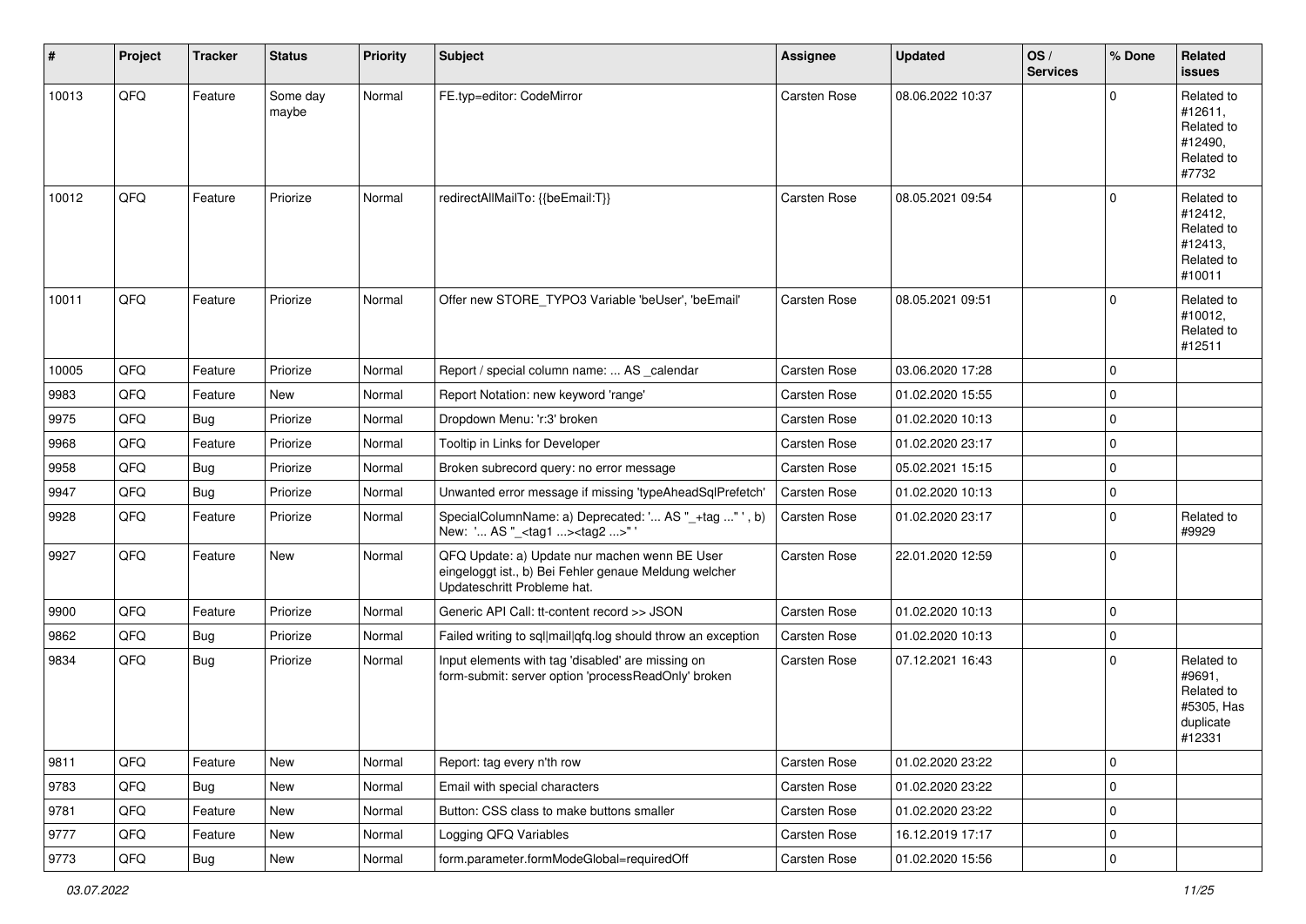| # | Project | Tracker | Status | Priority | Subject | Assignee | Updated | OS / Services | % Done | Related issues |
|---|---|---|---|---|---|---|---|---|---|---|
| 10013 | QFQ | Feature | Some day maybe | Normal | FE.typ=editor: CodeMirror | Carsten Rose | 08.06.2022 10:37 | | 0 | Related to #12611, Related to #12490, Related to #7732 |
| 10012 | QFQ | Feature | Priorize | Normal | redirectAllMailTo: {{beEmail:T}} | Carsten Rose | 08.05.2021 09:54 | | 0 | Related to #12412, Related to #12413, Related to #10011 |
| 10011 | QFQ | Feature | Priorize | Normal | Offer new STORE_TYPO3 Variable 'beUser', 'beEmail' | Carsten Rose | 08.05.2021 09:51 | | 0 | Related to #10012, Related to #12511 |
| 10005 | QFQ | Feature | Priorize | Normal | Report / special column name: ... AS _calendar | Carsten Rose | 03.06.2020 17:28 | | 0 | |
| 9983 | QFQ | Feature | New | Normal | Report Notation: new keyword 'range' | Carsten Rose | 01.02.2020 15:55 | | 0 | |
| 9975 | QFQ | Bug | Priorize | Normal | Dropdown Menu: 'r:3' broken | Carsten Rose | 01.02.2020 10:13 | | 0 | |
| 9968 | QFQ | Feature | Priorize | Normal | Tooltip in Links for Developer | Carsten Rose | 01.02.2020 23:17 | | 0 | |
| 9958 | QFQ | Bug | Priorize | Normal | Broken subrecord query: no error message | Carsten Rose | 05.02.2021 15:15 | | 0 | |
| 9947 | QFQ | Bug | Priorize | Normal | Unwanted error message if missing 'typeAheadSqlPrefetch' | Carsten Rose | 01.02.2020 10:13 | | 0 | |
| 9928 | QFQ | Feature | Priorize | Normal | SpecialColumnName: a) Deprecated: '... AS "_+tag ..." ', b) New: '... AS "_<tag1 ...><tag2 ...>" ' | Carsten Rose | 01.02.2020 23:17 | | 0 | Related to #9929 |
| 9927 | QFQ | Feature | New | Normal | QFQ Update: a) Update nur machen wenn BE User eingeloggt ist., b) Bei Fehler genaue Meldung welcher Updateschritt Probleme hat. | Carsten Rose | 22.01.2020 12:59 | | 0 | |
| 9900 | QFQ | Feature | Priorize | Normal | Generic API Call: tt-content record >> JSON | Carsten Rose | 01.02.2020 10:13 | | 0 | |
| 9862 | QFQ | Bug | Priorize | Normal | Failed writing to sql\|mail\|qfq.log should throw an exception | Carsten Rose | 01.02.2020 10:13 | | 0 | |
| 9834 | QFQ | Bug | Priorize | Normal | Input elements with tag 'disabled' are missing on form-submit: server option 'processReadOnly' broken | Carsten Rose | 07.12.2021 16:43 | | 0 | Related to #9691, Related to #5305, Has duplicate #12331 |
| 9811 | QFQ | Feature | New | Normal | Report: tag every n'th row | Carsten Rose | 01.02.2020 23:22 | | 0 | |
| 9783 | QFQ | Bug | New | Normal | Email with special characters | Carsten Rose | 01.02.2020 23:22 | | 0 | |
| 9781 | QFQ | Feature | New | Normal | Button: CSS class to make buttons smaller | Carsten Rose | 01.02.2020 23:22 | | 0 | |
| 9777 | QFQ | Feature | New | Normal | Logging QFQ Variables | Carsten Rose | 16.12.2019 17:17 | | 0 | |
| 9773 | QFQ | Bug | New | Normal | form.parameter.formModeGlobal=requiredOff | Carsten Rose | 01.02.2020 15:56 | | 0 | |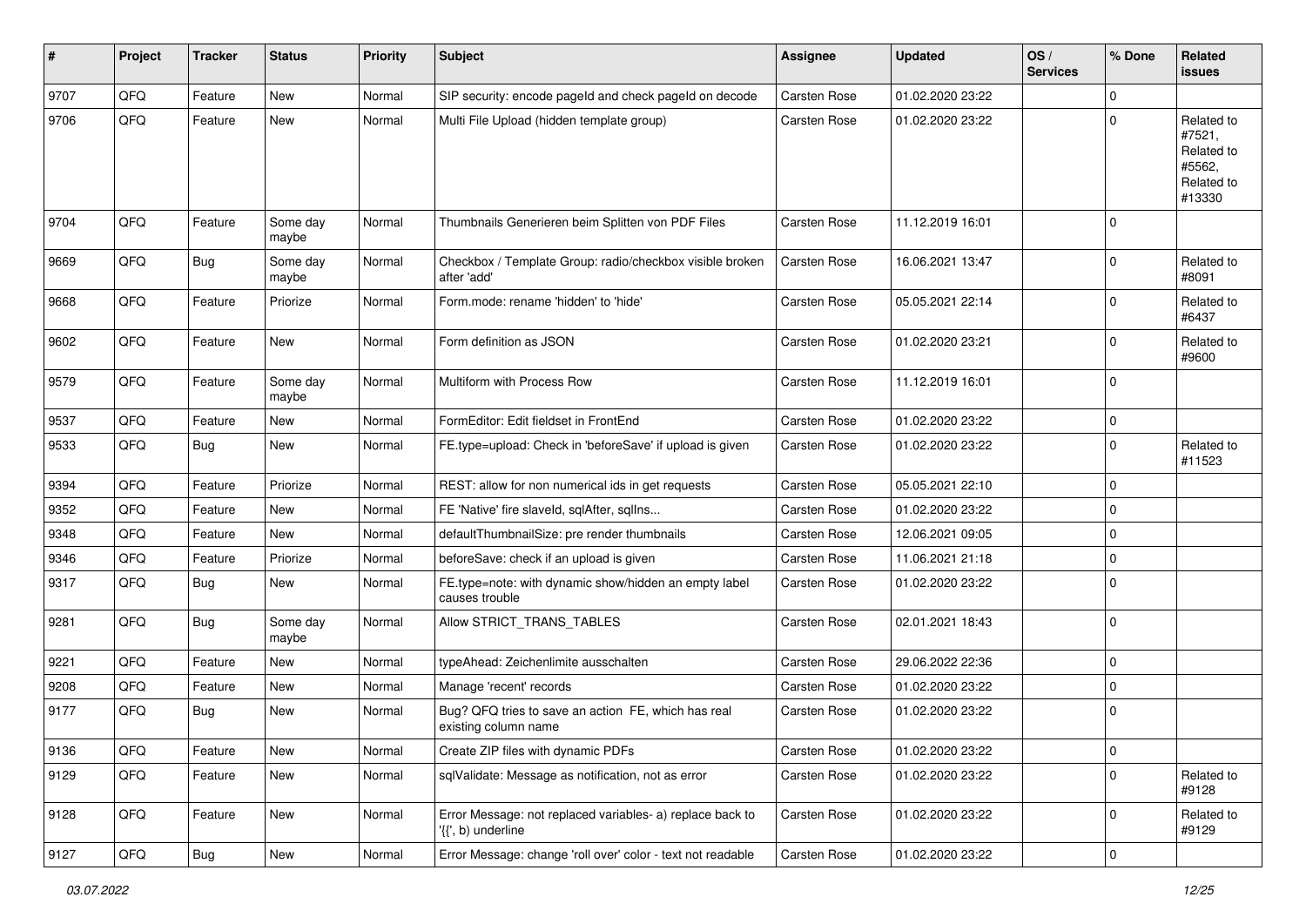| # | Project | Tracker | Status | Priority | Subject | Assignee | Updated | OS / Services | % Done | Related issues |
|---|---|---|---|---|---|---|---|---|---|---|
| 9707 | QFQ | Feature | New | Normal | SIP security: encode pageId and check pageId on decode | Carsten Rose | 01.02.2020 23:22 | | 0 | |
| 9706 | QFQ | Feature | New | Normal | Multi File Upload (hidden template group) | Carsten Rose | 01.02.2020 23:22 | | 0 | Related to #7521, Related to #5562, Related to #13330 |
| 9704 | QFQ | Feature | Some day maybe | Normal | Thumbnails Generieren beim Splitten von PDF Files | Carsten Rose | 11.12.2019 16:01 | | 0 | |
| 9669 | QFQ | Bug | Some day maybe | Normal | Checkbox / Template Group: radio/checkbox visible broken after 'add' | Carsten Rose | 16.06.2021 13:47 | | 0 | Related to #8091 |
| 9668 | QFQ | Feature | Priorize | Normal | Form.mode: rename 'hidden' to 'hide' | Carsten Rose | 05.05.2021 22:14 | | 0 | Related to #6437 |
| 9602 | QFQ | Feature | New | Normal | Form definition as JSON | Carsten Rose | 01.02.2020 23:21 | | 0 | Related to #9600 |
| 9579 | QFQ | Feature | Some day maybe | Normal | Multiform with Process Row | Carsten Rose | 11.12.2019 16:01 | | 0 | |
| 9537 | QFQ | Feature | New | Normal | FormEditor: Edit fieldset in FrontEnd | Carsten Rose | 01.02.2020 23:22 | | 0 | |
| 9533 | QFQ | Bug | New | Normal | FE.type=upload: Check in 'beforeSave' if upload is given | Carsten Rose | 01.02.2020 23:22 | | 0 | Related to #11523 |
| 9394 | QFQ | Feature | Priorize | Normal | REST: allow for non numerical ids in get requests | Carsten Rose | 05.05.2021 22:10 | | 0 | |
| 9352 | QFQ | Feature | New | Normal | FE 'Native' fire slaveId, sqlAfter, sqlIns... | Carsten Rose | 01.02.2020 23:22 | | 0 | |
| 9348 | QFQ | Feature | New | Normal | defaultThumbnailSize: pre render thumbnails | Carsten Rose | 12.06.2021 09:05 | | 0 | |
| 9346 | QFQ | Feature | Priorize | Normal | beforeSave: check if an upload is given | Carsten Rose | 11.06.2021 21:18 | | 0 | |
| 9317 | QFQ | Bug | New | Normal | FE.type=note: with dynamic show/hidden an empty label causes trouble | Carsten Rose | 01.02.2020 23:22 | | 0 | |
| 9281 | QFQ | Bug | Some day maybe | Normal | Allow STRICT_TRANS_TABLES | Carsten Rose | 02.01.2021 18:43 | | 0 | |
| 9221 | QFQ | Feature | New | Normal | typeAhead: Zeichenlimite ausschalten | Carsten Rose | 29.06.2022 22:36 | | 0 | |
| 9208 | QFQ | Feature | New | Normal | Manage 'recent' records | Carsten Rose | 01.02.2020 23:22 | | 0 | |
| 9177 | QFQ | Bug | New | Normal | Bug? QFQ tries to save an action FE, which has real existing column name | Carsten Rose | 01.02.2020 23:22 | | 0 | |
| 9136 | QFQ | Feature | New | Normal | Create ZIP files with dynamic PDFs | Carsten Rose | 01.02.2020 23:22 | | 0 | |
| 9129 | QFQ | Feature | New | Normal | sqlValidate: Message as notification, not as error | Carsten Rose | 01.02.2020 23:22 | | 0 | Related to #9128 |
| 9128 | QFQ | Feature | New | Normal | Error Message: not replaced variables- a) replace back to '{{', b) underline | Carsten Rose | 01.02.2020 23:22 | | 0 | Related to #9129 |
| 9127 | QFQ | Bug | New | Normal | Error Message: change 'roll over' color - text not readable | Carsten Rose | 01.02.2020 23:22 | | 0 | |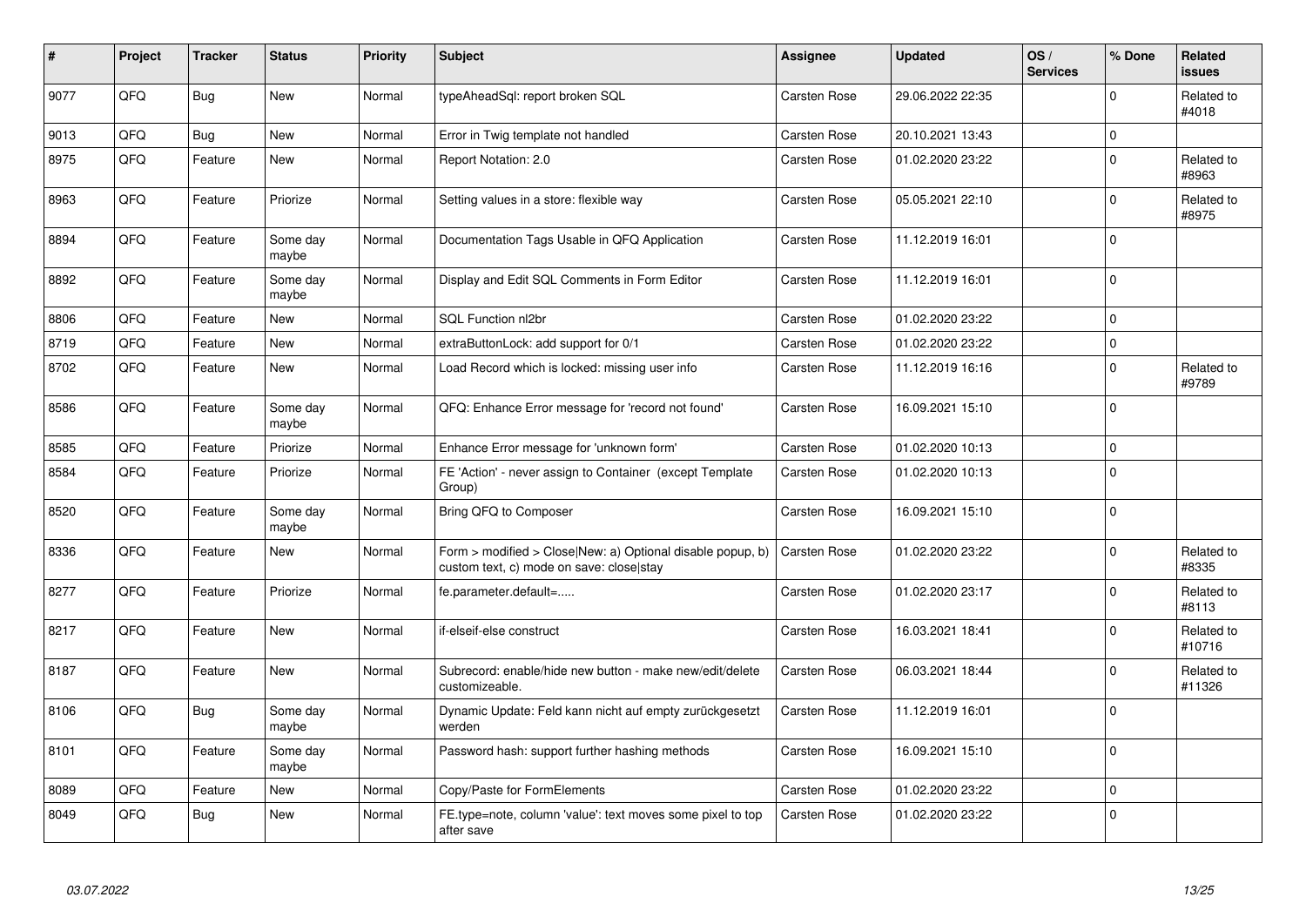| # | Project | Tracker | Status | Priority | Subject | Assignee | Updated | OS / Services | % Done | Related issues |
|---|---|---|---|---|---|---|---|---|---|---|
| 9077 | QFQ | Bug | New | Normal | typeAheadSql: report broken SQL | Carsten Rose | 29.06.2022 22:35 | | 0 | Related to #4018 |
| 9013 | QFQ | Bug | New | Normal | Error in Twig template not handled | Carsten Rose | 20.10.2021 13:43 | | 0 | |
| 8975 | QFQ | Feature | New | Normal | Report Notation: 2.0 | Carsten Rose | 01.02.2020 23:22 | | 0 | Related to #8963 |
| 8963 | QFQ | Feature | Priorize | Normal | Setting values in a store: flexible way | Carsten Rose | 05.05.2021 22:10 | | 0 | Related to #8975 |
| 8894 | QFQ | Feature | Some day maybe | Normal | Documentation Tags Usable in QFQ Application | Carsten Rose | 11.12.2019 16:01 | | 0 | |
| 8892 | QFQ | Feature | Some day maybe | Normal | Display and Edit SQL Comments in Form Editor | Carsten Rose | 11.12.2019 16:01 | | 0 | |
| 8806 | QFQ | Feature | New | Normal | SQL Function nl2br | Carsten Rose | 01.02.2020 23:22 | | 0 | |
| 8719 | QFQ | Feature | New | Normal | extraButtonLock: add support for 0/1 | Carsten Rose | 01.02.2020 23:22 | | 0 | |
| 8702 | QFQ | Feature | New | Normal | Load Record which is locked: missing user info | Carsten Rose | 11.12.2019 16:16 | | 0 | Related to #9789 |
| 8586 | QFQ | Feature | Some day maybe | Normal | QFQ: Enhance Error message for 'record not found' | Carsten Rose | 16.09.2021 15:10 | | 0 | |
| 8585 | QFQ | Feature | Priorize | Normal | Enhance Error message for 'unknown form' | Carsten Rose | 01.02.2020 10:13 | | 0 | |
| 8584 | QFQ | Feature | Priorize | Normal | FE 'Action' - never assign to Container (except Template Group) | Carsten Rose | 01.02.2020 10:13 | | 0 | |
| 8520 | QFQ | Feature | Some day maybe | Normal | Bring QFQ to Composer | Carsten Rose | 16.09.2021 15:10 | | 0 | |
| 8336 | QFQ | Feature | New | Normal | Form > modified > Close\|New: a) Optional disable popup, b) custom text, c) mode on save: close\|stay | Carsten Rose | 01.02.2020 23:22 | | 0 | Related to #8335 |
| 8277 | QFQ | Feature | Priorize | Normal | fe.parameter.default=..... | Carsten Rose | 01.02.2020 23:17 | | 0 | Related to #8113 |
| 8217 | QFQ | Feature | New | Normal | if-elseif-else construct | Carsten Rose | 16.03.2021 18:41 | | 0 | Related to #10716 |
| 8187 | QFQ | Feature | New | Normal | Subrecord: enable/hide new button - make new/edit/delete customizeable. | Carsten Rose | 06.03.2021 18:44 | | 0 | Related to #11326 |
| 8106 | QFQ | Bug | Some day maybe | Normal | Dynamic Update: Feld kann nicht auf empty zurückgesetzt werden | Carsten Rose | 11.12.2019 16:01 | | 0 | |
| 8101 | QFQ | Feature | Some day maybe | Normal | Password hash: support further hashing methods | Carsten Rose | 16.09.2021 15:10 | | 0 | |
| 8089 | QFQ | Feature | New | Normal | Copy/Paste for FormElements | Carsten Rose | 01.02.2020 23:22 | | 0 | |
| 8049 | QFQ | Bug | New | Normal | FE.type=note, column 'value': text moves some pixel to top after save | Carsten Rose | 01.02.2020 23:22 | | 0 | |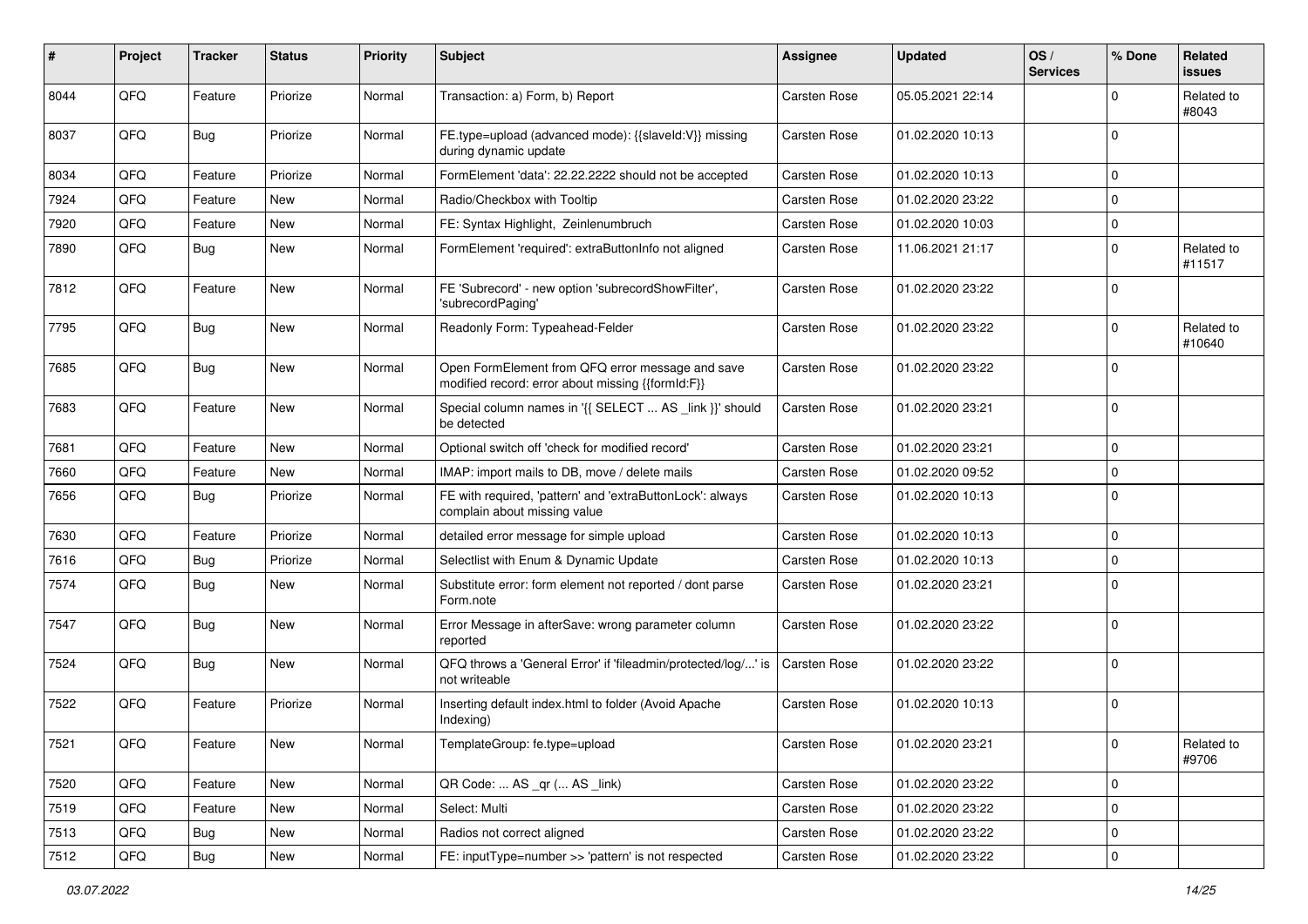| # | Project | Tracker | Status | Priority | Subject | Assignee | Updated | OS / Services | % Done | Related issues |
|---|---|---|---|---|---|---|---|---|---|---|
| 8044 | QFQ | Feature | Priorize | Normal | Transaction: a) Form, b) Report | Carsten Rose | 05.05.2021 22:14 | | 0 | Related to #8043 |
| 8037 | QFQ | Bug | Priorize | Normal | FE.type=upload (advanced mode): {{slaveId:V}} missing during dynamic update | Carsten Rose | 01.02.2020 10:13 | | 0 | |
| 8034 | QFQ | Feature | Priorize | Normal | FormElement 'data': 22.22.2222 should not be accepted | Carsten Rose | 01.02.2020 10:13 | | 0 | |
| 7924 | QFQ | Feature | New | Normal | Radio/Checkbox with Tooltip | Carsten Rose | 01.02.2020 23:22 | | 0 | |
| 7920 | QFQ | Feature | New | Normal | FE: Syntax Highlight, Zeinlenumbruch | Carsten Rose | 01.02.2020 10:03 | | 0 | |
| 7890 | QFQ | Bug | New | Normal | FormElement 'required': extraButtonInfo not aligned | Carsten Rose | 11.06.2021 21:17 | | 0 | Related to #11517 |
| 7812 | QFQ | Feature | New | Normal | FE 'Subrecord' - new option 'subrecordShowFilter', 'subrecordPaging' | Carsten Rose | 01.02.2020 23:22 | | 0 | |
| 7795 | QFQ | Bug | New | Normal | Readonly Form: Typeahead-Felder | Carsten Rose | 01.02.2020 23:22 | | 0 | Related to #10640 |
| 7685 | QFQ | Bug | New | Normal | Open FormElement from QFQ error message and save modified record: error about missing {{formId:F}} | Carsten Rose | 01.02.2020 23:22 | | 0 | |
| 7683 | QFQ | Feature | New | Normal | Special column names in '{{ SELECT ... AS _link }}' should be detected | Carsten Rose | 01.02.2020 23:21 | | 0 | |
| 7681 | QFQ | Feature | New | Normal | Optional switch off 'check for modified record' | Carsten Rose | 01.02.2020 23:21 | | 0 | |
| 7660 | QFQ | Feature | New | Normal | IMAP: import mails to DB, move / delete mails | Carsten Rose | 01.02.2020 09:52 | | 0 | |
| 7656 | QFQ | Bug | Priorize | Normal | FE with required, 'pattern' and 'extraButtonLock': always complain about missing value | Carsten Rose | 01.02.2020 10:13 | | 0 | |
| 7630 | QFQ | Feature | Priorize | Normal | detailed error message for simple upload | Carsten Rose | 01.02.2020 10:13 | | 0 | |
| 7616 | QFQ | Bug | Priorize | Normal | Selectlist with Enum & Dynamic Update | Carsten Rose | 01.02.2020 10:13 | | 0 | |
| 7574 | QFQ | Bug | New | Normal | Substitute error: form element not reported / dont parse Form.note | Carsten Rose | 01.02.2020 23:21 | | 0 | |
| 7547 | QFQ | Bug | New | Normal | Error Message in afterSave: wrong parameter column reported | Carsten Rose | 01.02.2020 23:22 | | 0 | |
| 7524 | QFQ | Bug | New | Normal | QFQ throws a 'General Error' if 'fileadmin/protected/log/...' is not writeable | Carsten Rose | 01.02.2020 23:22 | | 0 | |
| 7522 | QFQ | Feature | Priorize | Normal | Inserting default index.html to folder (Avoid Apache Indexing) | Carsten Rose | 01.02.2020 10:13 | | 0 | |
| 7521 | QFQ | Feature | New | Normal | TemplateGroup: fe.type=upload | Carsten Rose | 01.02.2020 23:21 | | 0 | Related to #9706 |
| 7520 | QFQ | Feature | New | Normal | QR Code: ... AS _qr ( ... AS _link) | Carsten Rose | 01.02.2020 23:22 | | 0 | |
| 7519 | QFQ | Feature | New | Normal | Select: Multi | Carsten Rose | 01.02.2020 23:22 | | 0 | |
| 7513 | QFQ | Bug | New | Normal | Radios not correct aligned | Carsten Rose | 01.02.2020 23:22 | | 0 | |
| 7512 | QFQ | Bug | New | Normal | FE: inputType=number >> 'pattern' is not respected | Carsten Rose | 01.02.2020 23:22 | | 0 | |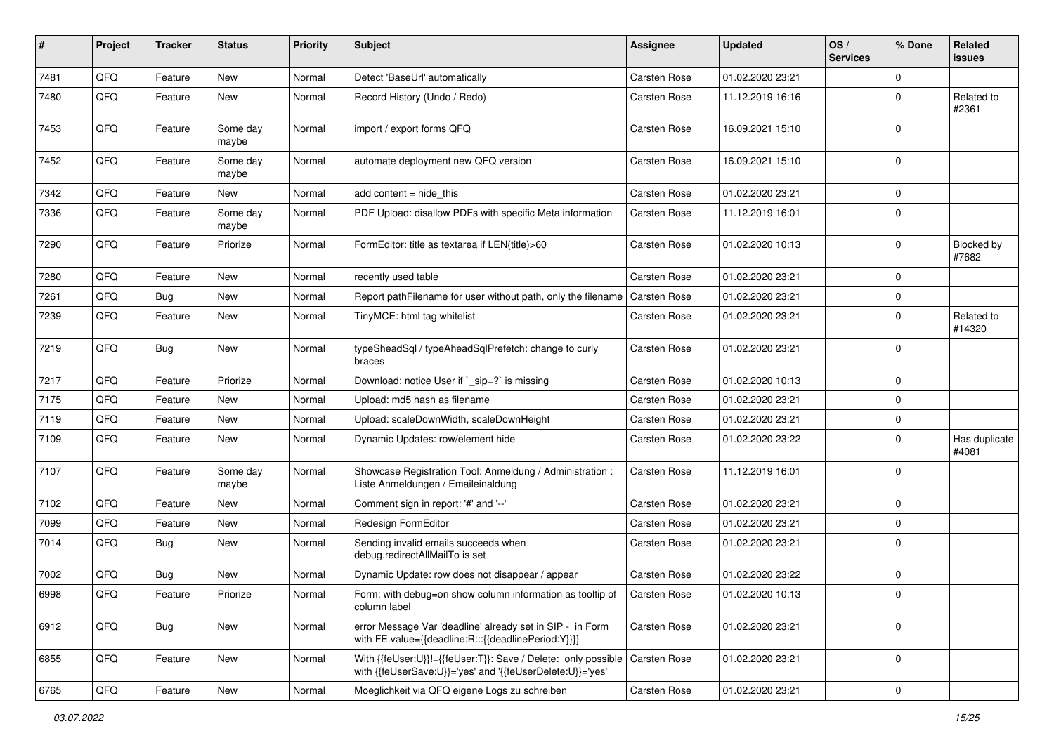| # | Project | Tracker | Status | Priority | Subject | Assignee | Updated | OS / Services | % Done | Related issues |
|---|---|---|---|---|---|---|---|---|---|---|
| 7481 | QFQ | Feature | New | Normal | Detect 'BaseUrl' automatically | Carsten Rose | 01.02.2020 23:21 | | 0 | |
| 7480 | QFQ | Feature | New | Normal | Record History (Undo / Redo) | Carsten Rose | 11.12.2019 16:16 | | 0 | Related to #2361 |
| 7453 | QFQ | Feature | Some day maybe | Normal | import / export forms QFQ | Carsten Rose | 16.09.2021 15:10 | | 0 | |
| 7452 | QFQ | Feature | Some day maybe | Normal | automate deployment new QFQ version | Carsten Rose | 16.09.2021 15:10 | | 0 | |
| 7342 | QFQ | Feature | New | Normal | add content = hide_this | Carsten Rose | 01.02.2020 23:21 | | 0 | |
| 7336 | QFQ | Feature | Some day maybe | Normal | PDF Upload: disallow PDFs with specific Meta information | Carsten Rose | 11.12.2019 16:01 | | 0 | |
| 7290 | QFQ | Feature | Priorize | Normal | FormEditor: title as textarea if LEN(title)>60 | Carsten Rose | 01.02.2020 10:13 | | 0 | Blocked by #7682 |
| 7280 | QFQ | Feature | New | Normal | recently used table | Carsten Rose | 01.02.2020 23:21 | | 0 | |
| 7261 | QFQ | Bug | New | Normal | Report pathFilename for user without path, only the filename | Carsten Rose | 01.02.2020 23:21 | | 0 | |
| 7239 | QFQ | Feature | New | Normal | TinyMCE: html tag whitelist | Carsten Rose | 01.02.2020 23:21 | | 0 | Related to #14320 |
| 7219 | QFQ | Bug | New | Normal | typeSheadSql / typeAheadSqlPrefetch: change to curly braces | Carsten Rose | 01.02.2020 23:21 | | 0 | |
| 7217 | QFQ | Feature | Priorize | Normal | Download: notice User if `_sip=?` is missing | Carsten Rose | 01.02.2020 10:13 | | 0 | |
| 7175 | QFQ | Feature | New | Normal | Upload: md5 hash as filename | Carsten Rose | 01.02.2020 23:21 | | 0 | |
| 7119 | QFQ | Feature | New | Normal | Upload: scaleDownWidth, scaleDownHeight | Carsten Rose | 01.02.2020 23:21 | | 0 | |
| 7109 | QFQ | Feature | New | Normal | Dynamic Updates: row/element hide | Carsten Rose | 01.02.2020 23:22 | | 0 | Has duplicate #4081 |
| 7107 | QFQ | Feature | Some day maybe | Normal | Showcase Registration Tool: Anmeldung / Administration : Liste Anmeldungen / Emaileinaldung | Carsten Rose | 11.12.2019 16:01 | | 0 | |
| 7102 | QFQ | Feature | New | Normal | Comment sign in report: '#' and '--' | Carsten Rose | 01.02.2020 23:21 | | 0 | |
| 7099 | QFQ | Feature | New | Normal | Redesign FormEditor | Carsten Rose | 01.02.2020 23:21 | | 0 | |
| 7014 | QFQ | Bug | New | Normal | Sending invalid emails succeeds when debug.redirectAllMailTo is set | Carsten Rose | 01.02.2020 23:21 | | 0 | |
| 7002 | QFQ | Bug | New | Normal | Dynamic Update: row does not disappear / appear | Carsten Rose | 01.02.2020 23:22 | | 0 | |
| 6998 | QFQ | Feature | Priorize | Normal | Form: with debug=on show column information as tooltip of column label | Carsten Rose | 01.02.2020 10:13 | | 0 | |
| 6912 | QFQ | Bug | New | Normal | error Message Var 'deadline' already set in SIP - in Form with FE.value={{deadline:R:::{{deadlinePeriod:Y}}}} | Carsten Rose | 01.02.2020 23:21 | | 0 | |
| 6855 | QFQ | Feature | New | Normal | With {{feUser:U}}!={{feUser:T}}: Save / Delete: only possible with {{feUserSave:U}}='yes' and '{{feUserDelete:U}}='yes' | Carsten Rose | 01.02.2020 23:21 | | 0 | |
| 6765 | QFQ | Feature | New | Normal | Moeglichkeit via QFQ eigene Logs zu schreiben | Carsten Rose | 01.02.2020 23:21 | | 0 | |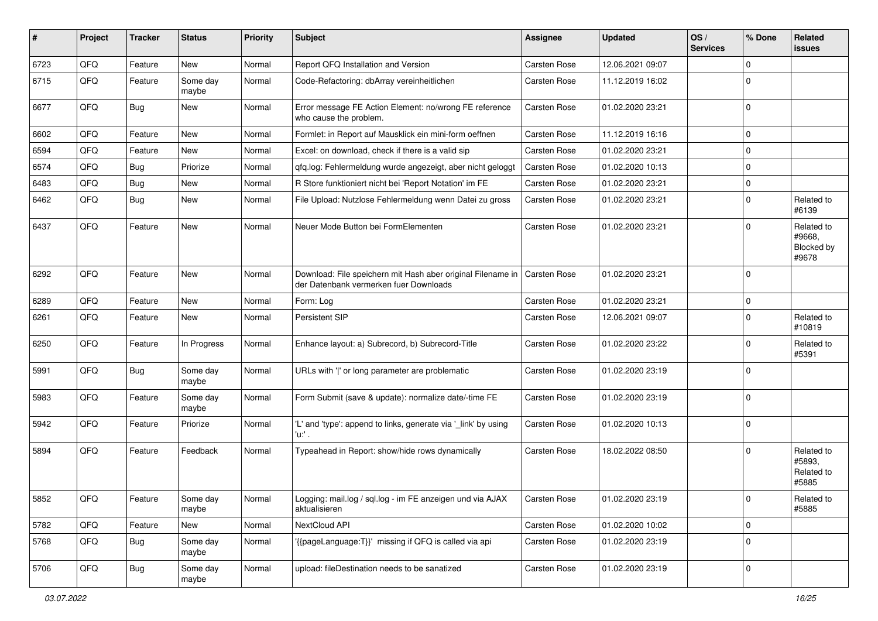| # | Project | Tracker | Status | Priority | Subject | Assignee | Updated | OS / Services | % Done | Related issues |
|---|---|---|---|---|---|---|---|---|---|---|
| 6723 | QFQ | Feature | New | Normal | Report QFQ Installation and Version | Carsten Rose | 12.06.2021 09:07 | | 0 | |
| 6715 | QFQ | Feature | Some day maybe | Normal | Code-Refactoring: dbArray vereinheitlichen | Carsten Rose | 11.12.2019 16:02 | | 0 | |
| 6677 | QFQ | Bug | New | Normal | Error message FE Action Element: no/wrong FE reference who cause the problem. | Carsten Rose | 01.02.2020 23:21 | | 0 | |
| 6602 | QFQ | Feature | New | Normal | Formlet: in Report auf Mausklick ein mini-form oeffnen | Carsten Rose | 11.12.2019 16:16 | | 0 | |
| 6594 | QFQ | Feature | New | Normal | Excel: on download, check if there is a valid sip | Carsten Rose | 01.02.2020 23:21 | | 0 | |
| 6574 | QFQ | Bug | Priorize | Normal | qfq.log: Fehlermeldung wurde angezeigt, aber nicht geloggt | Carsten Rose | 01.02.2020 10:13 | | 0 | |
| 6483 | QFQ | Bug | New | Normal | R Store funktioniert nicht bei 'Report Notation' im FE | Carsten Rose | 01.02.2020 23:21 | | 0 | |
| 6462 | QFQ | Bug | New | Normal | File Upload: Nutzlose Fehlermeldung wenn Datei zu gross | Carsten Rose | 01.02.2020 23:21 | | 0 | Related to #6139 |
| 6437 | QFQ | Feature | New | Normal | Neuer Mode Button bei FormElementen | Carsten Rose | 01.02.2020 23:21 | | 0 | Related to #9668, Blocked by #9678 |
| 6292 | QFQ | Feature | New | Normal | Download: File speichern mit Hash aber original Filename in der Datenbank vermerken fuer Downloads | Carsten Rose | 01.02.2020 23:21 | | 0 | |
| 6289 | QFQ | Feature | New | Normal | Form: Log | Carsten Rose | 01.02.2020 23:21 | | 0 | |
| 6261 | QFQ | Feature | New | Normal | Persistent SIP | Carsten Rose | 12.06.2021 09:07 | | 0 | Related to #10819 |
| 6250 | QFQ | Feature | In Progress | Normal | Enhance layout: a) Subrecord, b) Subrecord-Title | Carsten Rose | 01.02.2020 23:22 | | 0 | Related to #5391 |
| 5991 | QFQ | Bug | Some day maybe | Normal | URLs with '\|' or long parameter are problematic | Carsten Rose | 01.02.2020 23:19 | | 0 | |
| 5983 | QFQ | Feature | Some day maybe | Normal | Form Submit (save & update): normalize date/-time FE | Carsten Rose | 01.02.2020 23:19 | | 0 | |
| 5942 | QFQ | Feature | Priorize | Normal | 'L' and 'type': append to links, generate via '_link' by using 'u:' . | Carsten Rose | 01.02.2020 10:13 | | 0 | |
| 5894 | QFQ | Feature | Feedback | Normal | Typeahead in Report: show/hide rows dynamically | Carsten Rose | 18.02.2022 08:50 | | 0 | Related to #5893, Related to #5885 |
| 5852 | QFQ | Feature | Some day maybe | Normal | Logging: mail.log / sql.log - im FE anzeigen und via AJAX aktualisieren | Carsten Rose | 01.02.2020 23:19 | | 0 | Related to #5885 |
| 5782 | QFQ | Feature | New | Normal | NextCloud API | Carsten Rose | 01.02.2020 10:02 | | 0 | |
| 5768 | QFQ | Bug | Some day maybe | Normal | '{{pageLanguage:T}}' missing if QFQ is called via api | Carsten Rose | 01.02.2020 23:19 | | 0 | |
| 5706 | QFQ | Bug | Some day maybe | Normal | upload: fileDestination needs to be sanatized | Carsten Rose | 01.02.2020 23:19 | | 0 | |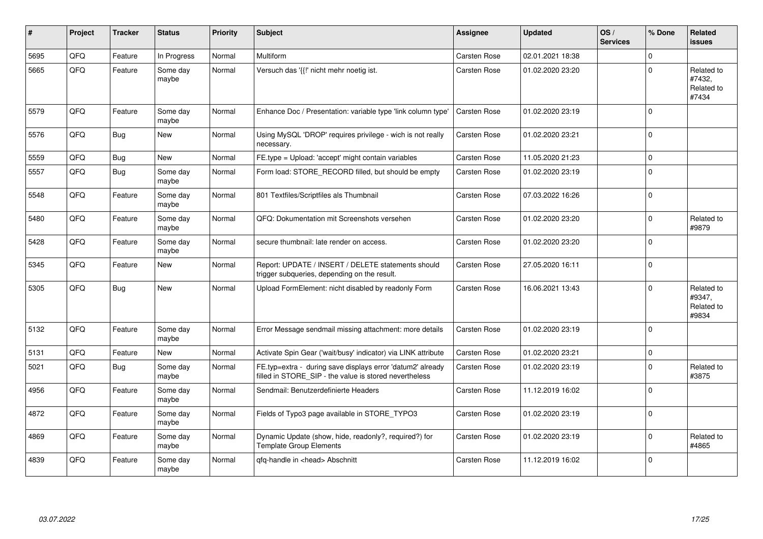| # | Project | Tracker | Status | Priority | Subject | Assignee | Updated | OS / Services | % Done | Related issues |
|---|---|---|---|---|---|---|---|---|---|---|
| 5695 | QFQ | Feature | In Progress | Normal | Multiform | Carsten Rose | 02.01.2021 18:38 | | 0 | |
| 5665 | QFQ | Feature | Some day maybe | Normal | Versuch das '{{!' nicht mehr noetig ist. | Carsten Rose | 01.02.2020 23:20 | | 0 | Related to #7432, Related to #7434 |
| 5579 | QFQ | Feature | Some day maybe | Normal | Enhance Doc / Presentation: variable type 'link column type' | Carsten Rose | 01.02.2020 23:19 | | 0 | |
| 5576 | QFQ | Bug | New | Normal | Using MySQL 'DROP' requires privilege - wich is not really necessary. | Carsten Rose | 01.02.2020 23:21 | | 0 | |
| 5559 | QFQ | Bug | New | Normal | FE.type = Upload: 'accept' might contain variables | Carsten Rose | 11.05.2020 21:23 | | 0 | |
| 5557 | QFQ | Bug | Some day maybe | Normal | Form load: STORE_RECORD filled, but should be empty | Carsten Rose | 01.02.2020 23:19 | | 0 | |
| 5548 | QFQ | Feature | Some day maybe | Normal | 801 Textfiles/Scriptfiles als Thumbnail | Carsten Rose | 07.03.2022 16:26 | | 0 | |
| 5480 | QFQ | Feature | Some day maybe | Normal | QFQ: Dokumentation mit Screenshots versehen | Carsten Rose | 01.02.2020 23:20 | | 0 | Related to #9879 |
| 5428 | QFQ | Feature | Some day maybe | Normal | secure thumbnail: late render on access. | Carsten Rose | 01.02.2020 23:20 | | 0 | |
| 5345 | QFQ | Feature | New | Normal | Report: UPDATE / INSERT / DELETE statements should trigger subqueries, depending on the result. | Carsten Rose | 27.05.2020 16:11 | | 0 | |
| 5305 | QFQ | Bug | New | Normal | Upload FormElement: nicht disabled by readonly Form | Carsten Rose | 16.06.2021 13:43 | | 0 | Related to #9347, Related to #9834 |
| 5132 | QFQ | Feature | Some day maybe | Normal | Error Message sendmail missing attachment: more details | Carsten Rose | 01.02.2020 23:19 | | 0 | |
| 5131 | QFQ | Feature | New | Normal | Activate Spin Gear ('wait/busy' indicator) via LINK attribute | Carsten Rose | 01.02.2020 23:21 | | 0 | |
| 5021 | QFQ | Bug | Some day maybe | Normal | FE.typ=extra - during save displays error 'datum2' already filled in STORE_SIP - the value is stored nevertheless | Carsten Rose | 01.02.2020 23:19 | | 0 | Related to #3875 |
| 4956 | QFQ | Feature | Some day maybe | Normal | Sendmail: Benutzerdefinierte Headers | Carsten Rose | 11.12.2019 16:02 | | 0 | |
| 4872 | QFQ | Feature | Some day maybe | Normal | Fields of Typo3 page available in STORE_TYPO3 | Carsten Rose | 01.02.2020 23:19 | | 0 | |
| 4869 | QFQ | Feature | Some day maybe | Normal | Dynamic Update (show, hide, readonly?, required?) for Template Group Elements | Carsten Rose | 01.02.2020 23:19 | | 0 | Related to #4865 |
| 4839 | QFQ | Feature | Some day maybe | Normal | qfq-handle in <head> Abschnitt | Carsten Rose | 11.12.2019 16:02 | | 0 | |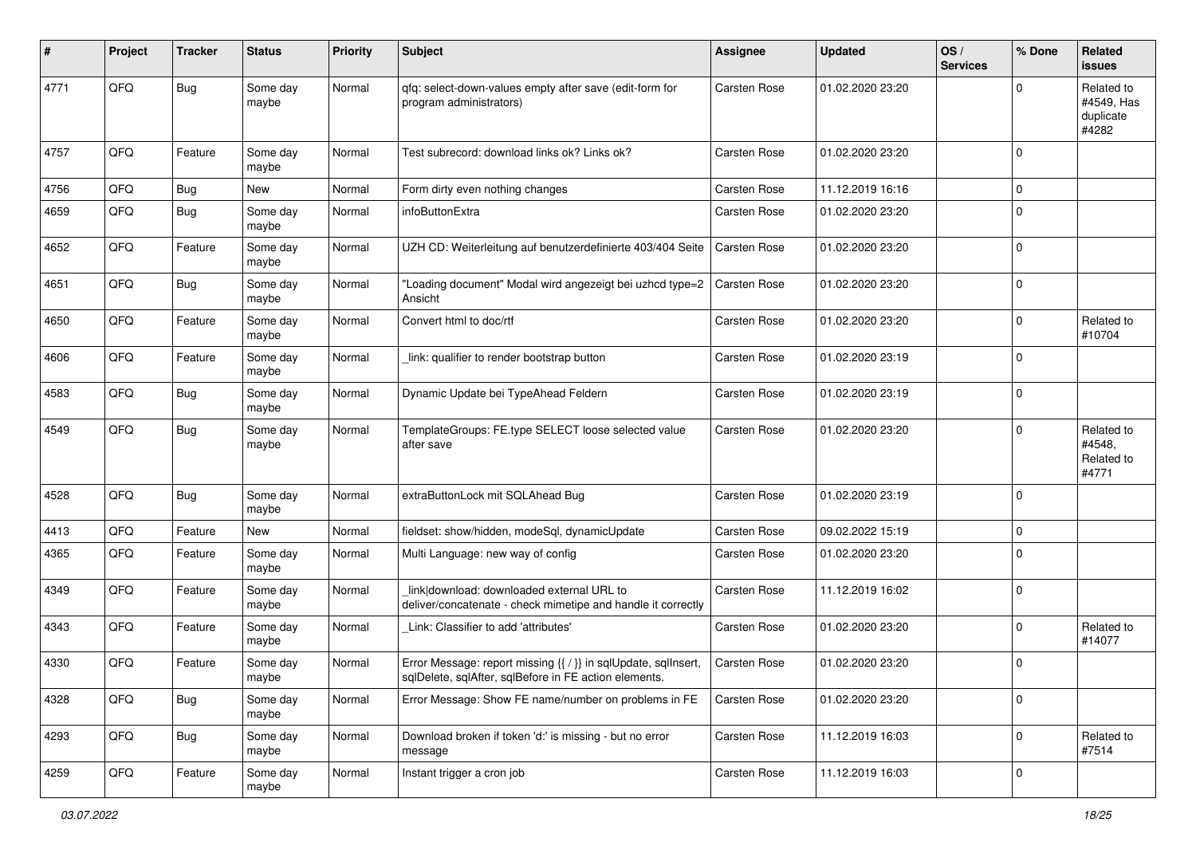| # | Project | Tracker | Status | Priority | Subject | Assignee | Updated | OS / Services | % Done | Related issues |
|---|---|---|---|---|---|---|---|---|---|---|
| 4771 | QFQ | Bug | Some day maybe | Normal | qfq: select-down-values empty after save (edit-form for program administrators) | Carsten Rose | 01.02.2020 23:20 | | 0 | Related to #4549, Has duplicate #4282 |
| 4757 | QFQ | Feature | Some day maybe | Normal | Test subrecord: download links ok? Links ok? | Carsten Rose | 01.02.2020 23:20 | | 0 | |
| 4756 | QFQ | Bug | New | Normal | Form dirty even nothing changes | Carsten Rose | 11.12.2019 16:16 | | 0 | |
| 4659 | QFQ | Bug | Some day maybe | Normal | infoButtonExtra | Carsten Rose | 01.02.2020 23:20 | | 0 | |
| 4652 | QFQ | Feature | Some day maybe | Normal | UZH CD: Weiterleitung auf benutzerdefinierte 403/404 Seite | Carsten Rose | 01.02.2020 23:20 | | 0 | |
| 4651 | QFQ | Bug | Some day maybe | Normal | "Loading document" Modal wird angezeigt bei uzhcd type=2 Ansicht | Carsten Rose | 01.02.2020 23:20 | | 0 | |
| 4650 | QFQ | Feature | Some day maybe | Normal | Convert html to doc/rtf | Carsten Rose | 01.02.2020 23:20 | | 0 | Related to #10704 |
| 4606 | QFQ | Feature | Some day maybe | Normal | _link: qualifier to render bootstrap button | Carsten Rose | 01.02.2020 23:19 | | 0 | |
| 4583 | QFQ | Bug | Some day maybe | Normal | Dynamic Update bei TypeAhead Feldern | Carsten Rose | 01.02.2020 23:19 | | 0 | |
| 4549 | QFQ | Bug | Some day maybe | Normal | TemplateGroups: FE.type SELECT loose selected value after save | Carsten Rose | 01.02.2020 23:20 | | 0 | Related to #4548, Related to #4771 |
| 4528 | QFQ | Bug | Some day maybe | Normal | extraButtonLock mit SQLAhead Bug | Carsten Rose | 01.02.2020 23:19 | | 0 | |
| 4413 | QFQ | Feature | New | Normal | fieldset: show/hidden, modeSql, dynamicUpdate | Carsten Rose | 09.02.2022 15:19 | | 0 | |
| 4365 | QFQ | Feature | Some day maybe | Normal | Multi Language: new way of config | Carsten Rose | 01.02.2020 23:20 | | 0 | |
| 4349 | QFQ | Feature | Some day maybe | Normal | link\|download: downloaded external URL to deliver/concatenate - check mimetipe and handle it correctly | Carsten Rose | 11.12.2019 16:02 | | 0 | |
| 4343 | QFQ | Feature | Some day maybe | Normal | _Link: Classifier to add 'attributes' | Carsten Rose | 01.02.2020 23:20 | | 0 | Related to #14077 |
| 4330 | QFQ | Feature | Some day maybe | Normal | Error Message: report missing {{ / }} in sqlUpdate, sqlInsert, sqlDelete, sqlAfter, sqlBefore in FE action elements. | Carsten Rose | 01.02.2020 23:20 | | 0 | |
| 4328 | QFQ | Bug | Some day maybe | Normal | Error Message: Show FE name/number on problems in FE | Carsten Rose | 01.02.2020 23:20 | | 0 | |
| 4293 | QFQ | Bug | Some day maybe | Normal | Download broken if token 'd:' is missing - but no error message | Carsten Rose | 11.12.2019 16:03 | | 0 | Related to #7514 |
| 4259 | QFQ | Feature | Some day maybe | Normal | Instant trigger a cron job | Carsten Rose | 11.12.2019 16:03 | | 0 | |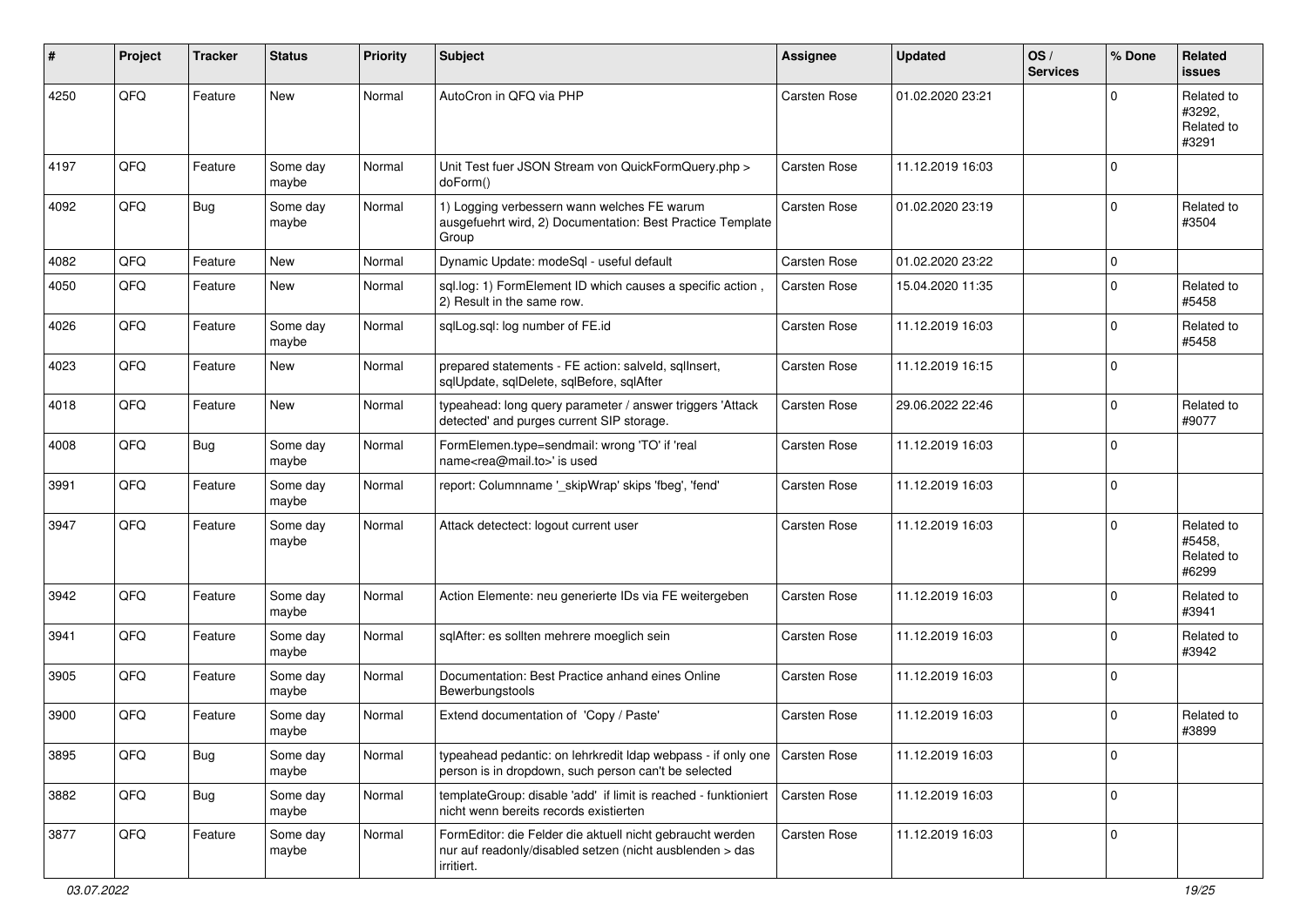| # | Project | Tracker | Status | Priority | Subject | Assignee | Updated | OS / Services | % Done | Related issues |
|---|---|---|---|---|---|---|---|---|---|---|
| 4250 | QFQ | Feature | New | Normal | AutoCron in QFQ via PHP | Carsten Rose | 01.02.2020 23:21 | | 0 | Related to #3292, Related to #3291 |
| 4197 | QFQ | Feature | Some day maybe | Normal | Unit Test fuer JSON Stream von QuickFormQuery.php > doForm() | Carsten Rose | 11.12.2019 16:03 | | 0 | |
| 4092 | QFQ | Bug | Some day maybe | Normal | 1) Logging verbessern wann welches FE warum ausgefuehrt wird, 2) Documentation: Best Practice Template Group | Carsten Rose | 01.02.2020 23:19 | | 0 | Related to #3504 |
| 4082 | QFQ | Feature | New | Normal | Dynamic Update: modeSql - useful default | Carsten Rose | 01.02.2020 23:22 | | 0 | |
| 4050 | QFQ | Feature | New | Normal | sql.log: 1) FormElement ID which causes a specific action , 2) Result in the same row. | Carsten Rose | 15.04.2020 11:35 | | 0 | Related to #5458 |
| 4026 | QFQ | Feature | Some day maybe | Normal | sqlLog.sql: log number of FE.id | Carsten Rose | 11.12.2019 16:03 | | 0 | Related to #5458 |
| 4023 | QFQ | Feature | New | Normal | prepared statements - FE action: salveld, sqlInsert, sqlUpdate, sqlDelete, sqlBefore, sqlAfter | Carsten Rose | 11.12.2019 16:15 | | 0 | |
| 4018 | QFQ | Feature | New | Normal | typeahead: long query parameter / answer triggers 'Attack detected' and purges current SIP storage. | Carsten Rose | 29.06.2022 22:46 | | 0 | Related to #9077 |
| 4008 | QFQ | Bug | Some day maybe | Normal | FormElemen.type=sendmail: wrong 'TO' if 'real name<rea@mail.to>' is used | Carsten Rose | 11.12.2019 16:03 | | 0 | |
| 3991 | QFQ | Feature | Some day maybe | Normal | report: Columnname '_skipWrap' skips 'fbeg', 'fend' | Carsten Rose | 11.12.2019 16:03 | | 0 | |
| 3947 | QFQ | Feature | Some day maybe | Normal | Attack detectect: logout current user | Carsten Rose | 11.12.2019 16:03 | | 0 | Related to #5458, Related to #6299 |
| 3942 | QFQ | Feature | Some day maybe | Normal | Action Elemente: neu generierte IDs via FE weitergeben | Carsten Rose | 11.12.2019 16:03 | | 0 | Related to #3941 |
| 3941 | QFQ | Feature | Some day maybe | Normal | sqlAfter: es sollten mehrere moeglich sein | Carsten Rose | 11.12.2019 16:03 | | 0 | Related to #3942 |
| 3905 | QFQ | Feature | Some day maybe | Normal | Documentation: Best Practice anhand eines Online Bewerbungstools | Carsten Rose | 11.12.2019 16:03 | | 0 | |
| 3900 | QFQ | Feature | Some day maybe | Normal | Extend documentation of 'Copy / Paste' | Carsten Rose | 11.12.2019 16:03 | | 0 | Related to #3899 |
| 3895 | QFQ | Bug | Some day maybe | Normal | typeahead pedantic: on lehrkredit ldap webpass - if only one person is in dropdown, such person can't be selected | Carsten Rose | 11.12.2019 16:03 | | 0 | |
| 3882 | QFQ | Bug | Some day maybe | Normal | templateGroup: disable 'add' if limit is reached - funktioniert nicht wenn bereits records existierten | Carsten Rose | 11.12.2019 16:03 | | 0 | |
| 3877 | QFQ | Feature | Some day maybe | Normal | FormEditor: die Felder die aktuell nicht gebraucht werden nur auf readonly/disabled setzen (nicht ausblenden > das irritiert. | Carsten Rose | 11.12.2019 16:03 | | 0 | |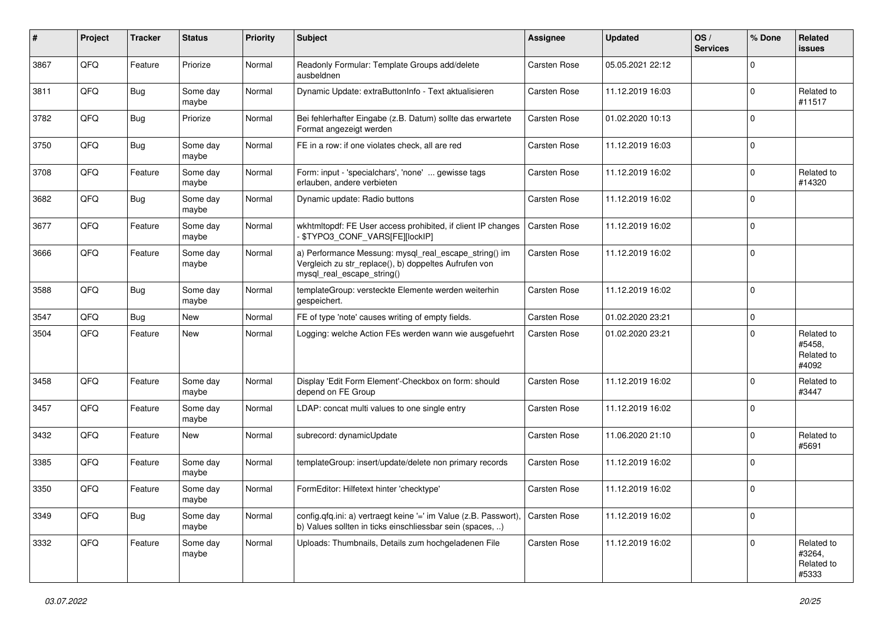| # | Project | Tracker | Status | Priority | Subject | Assignee | Updated | OS / Services | % Done | Related issues |
|---|---|---|---|---|---|---|---|---|---|---|
| 3867 | QFQ | Feature | Priorize | Normal | Readonly Formular: Template Groups add/delete ausbeldnen | Carsten Rose | 05.05.2021 22:12 | | 0 | |
| 3811 | QFQ | Bug | Some day maybe | Normal | Dynamic Update: extraButtonInfo - Text aktualisieren | Carsten Rose | 11.12.2019 16:03 | | 0 | Related to #11517 |
| 3782 | QFQ | Bug | Priorize | Normal | Bei fehlerhafter Eingabe (z.B. Datum) sollte das erwartete Format angezeigt werden | Carsten Rose | 01.02.2020 10:13 | | 0 | |
| 3750 | QFQ | Bug | Some day maybe | Normal | FE in a row: if one violates check, all are red | Carsten Rose | 11.12.2019 16:03 | | 0 | |
| 3708 | QFQ | Feature | Some day maybe | Normal | Form: input - 'specialchars', 'none' ... gewisse tags erlauben, andere verbieten | Carsten Rose | 11.12.2019 16:02 | | 0 | Related to #14320 |
| 3682 | QFQ | Bug | Some day maybe | Normal | Dynamic update: Radio buttons | Carsten Rose | 11.12.2019 16:02 | | 0 | |
| 3677 | QFQ | Feature | Some day maybe | Normal | wkhtmltopdf: FE User access prohibited, if client IP changes - $TYPO3_CONF_VARS[FE][lockIP] | Carsten Rose | 11.12.2019 16:02 | | 0 | |
| 3666 | QFQ | Feature | Some day maybe | Normal | a) Performance Messung: mysql_real_escape_string() im Vergleich zu str_replace(), b) doppeltes Aufrufen von mysql_real_escape_string() | Carsten Rose | 11.12.2019 16:02 | | 0 | |
| 3588 | QFQ | Bug | Some day maybe | Normal | templateGroup: versteckte Elemente werden weiterhin gespeichert. | Carsten Rose | 11.12.2019 16:02 | | 0 | |
| 3547 | QFQ | Bug | New | Normal | FE of type 'note' causes writing of empty fields. | Carsten Rose | 01.02.2020 23:21 | | 0 | |
| 3504 | QFQ | Feature | New | Normal | Logging: welche Action FEs werden wann wie ausgefuehrt | Carsten Rose | 01.02.2020 23:21 | | 0 | Related to #5458, Related to #4092 |
| 3458 | QFQ | Feature | Some day maybe | Normal | Display 'Edit Form Element'-Checkbox on form: should depend on FE Group | Carsten Rose | 11.12.2019 16:02 | | 0 | Related to #3447 |
| 3457 | QFQ | Feature | Some day maybe | Normal | LDAP: concat multi values to one single entry | Carsten Rose | 11.12.2019 16:02 | | 0 | |
| 3432 | QFQ | Feature | New | Normal | subrecord: dynamicUpdate | Carsten Rose | 11.06.2020 21:10 | | 0 | Related to #5691 |
| 3385 | QFQ | Feature | Some day maybe | Normal | templateGroup: insert/update/delete non primary records | Carsten Rose | 11.12.2019 16:02 | | 0 | |
| 3350 | QFQ | Feature | Some day maybe | Normal | FormEditor: Hilfetext hinter 'checktype' | Carsten Rose | 11.12.2019 16:02 | | 0 | |
| 3349 | QFQ | Bug | Some day maybe | Normal | config.qfq.ini: a) vertraegt keine '=' im Value (z.B. Passwort), b) Values sollten in ticks einschliessbar sein (spaces, ..) | Carsten Rose | 11.12.2019 16:02 | | 0 | |
| 3332 | QFQ | Feature | Some day maybe | Normal | Uploads: Thumbnails, Details zum hochgeladenen File | Carsten Rose | 11.12.2019 16:02 | | 0 | Related to #3264, Related to #5333 |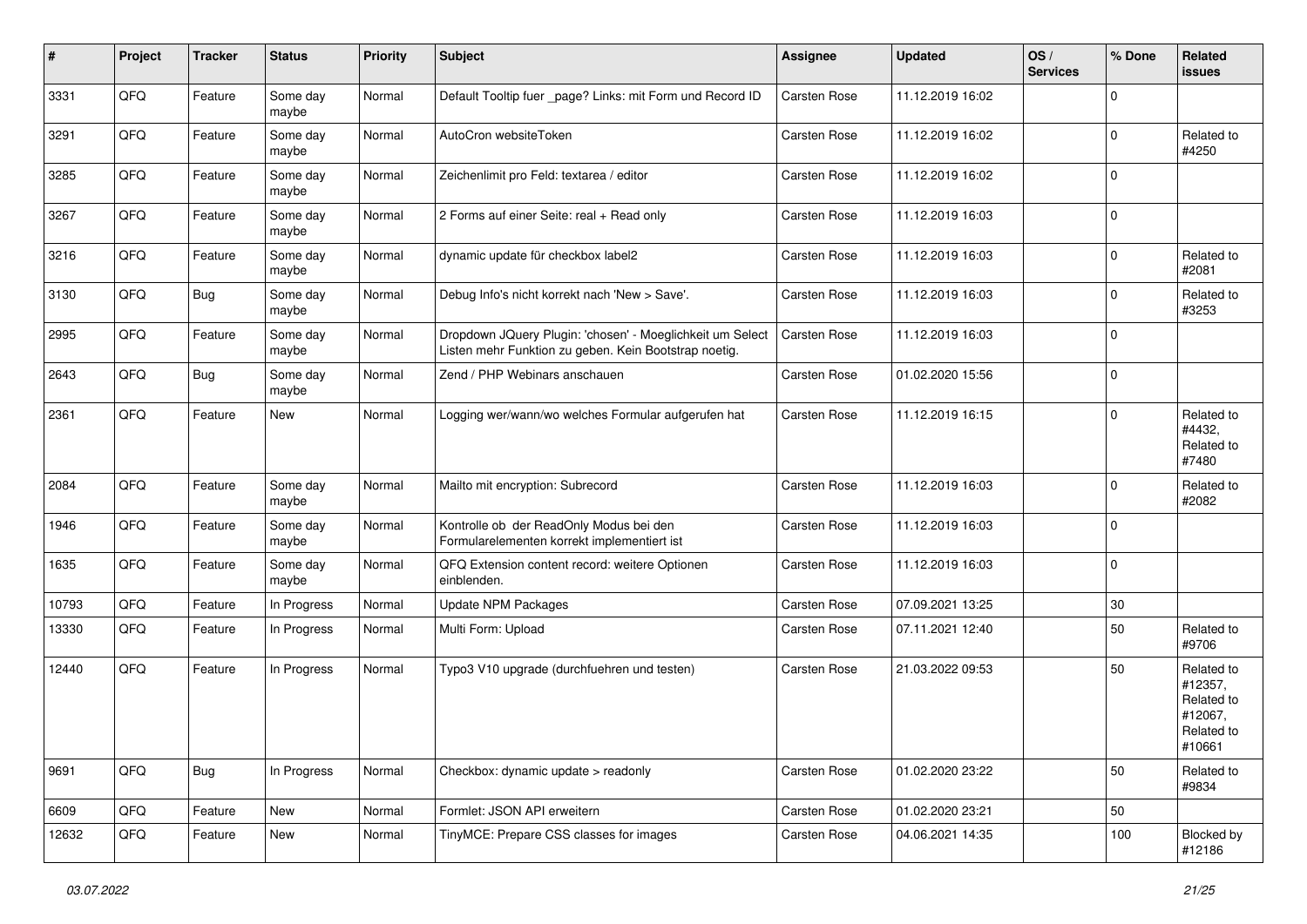| # | Project | Tracker | Status | Priority | Subject | Assignee | Updated | OS / Services | % Done | Related issues |
|---|---|---|---|---|---|---|---|---|---|---|
| 3331 | QFQ | Feature | Some day maybe | Normal | Default Tooltip fuer _page? Links: mit Form und Record ID | Carsten Rose | 11.12.2019 16:02 | | 0 | |
| 3291 | QFQ | Feature | Some day maybe | Normal | AutoCron websiteToken | Carsten Rose | 11.12.2019 16:02 | | 0 | Related to #4250 |
| 3285 | QFQ | Feature | Some day maybe | Normal | Zeichenlimit pro Feld: textarea / editor | Carsten Rose | 11.12.2019 16:02 | | 0 | |
| 3267 | QFQ | Feature | Some day maybe | Normal | 2 Forms auf einer Seite: real + Read only | Carsten Rose | 11.12.2019 16:03 | | 0 | |
| 3216 | QFQ | Feature | Some day maybe | Normal | dynamic update für checkbox label2 | Carsten Rose | 11.12.2019 16:03 | | 0 | Related to #2081 |
| 3130 | QFQ | Bug | Some day maybe | Normal | Debug Info's nicht korrekt nach 'New > Save'. | Carsten Rose | 11.12.2019 16:03 | | 0 | Related to #3253 |
| 2995 | QFQ | Feature | Some day maybe | Normal | Dropdown JQuery Plugin: 'chosen' - Moeglichkeit um Select Listen mehr Funktion zu geben. Kein Bootstrap noetig. | Carsten Rose | 11.12.2019 16:03 | | 0 | |
| 2643 | QFQ | Bug | Some day maybe | Normal | Zend / PHP Webinars anschauen | Carsten Rose | 01.02.2020 15:56 | | 0 | |
| 2361 | QFQ | Feature | New | Normal | Logging wer/wann/wo welches Formular aufgerufen hat | Carsten Rose | 11.12.2019 16:15 | | 0 | Related to #4432, Related to #7480 |
| 2084 | QFQ | Feature | Some day maybe | Normal | Mailto mit encryption: Subrecord | Carsten Rose | 11.12.2019 16:03 | | 0 | Related to #2082 |
| 1946 | QFQ | Feature | Some day maybe | Normal | Kontrolle ob der ReadOnly Modus bei den Formularelementen korrekt implementiert ist | Carsten Rose | 11.12.2019 16:03 | | 0 | |
| 1635 | QFQ | Feature | Some day maybe | Normal | QFQ Extension content record: weitere Optionen einblenden. | Carsten Rose | 11.12.2019 16:03 | | 0 | |
| 10793 | QFQ | Feature | In Progress | Normal | Update NPM Packages | Carsten Rose | 07.09.2021 13:25 | | 30 | |
| 13330 | QFQ | Feature | In Progress | Normal | Multi Form: Upload | Carsten Rose | 07.11.2021 12:40 | | 50 | Related to #9706 |
| 12440 | QFQ | Feature | In Progress | Normal | Typo3 V10 upgrade (durchfuehren und testen) | Carsten Rose | 21.03.2022 09:53 | | 50 | Related to #12357, Related to #12067, Related to #10661 |
| 9691 | QFQ | Bug | In Progress | Normal | Checkbox: dynamic update > readonly | Carsten Rose | 01.02.2020 23:22 | | 50 | Related to #9834 |
| 6609 | QFQ | Feature | New | Normal | Formlet: JSON API erweitern | Carsten Rose | 01.02.2020 23:21 | | 50 | |
| 12632 | QFQ | Feature | New | Normal | TinyMCE: Prepare CSS classes for images | Carsten Rose | 04.06.2021 14:35 | | 100 | Blocked by #12186 |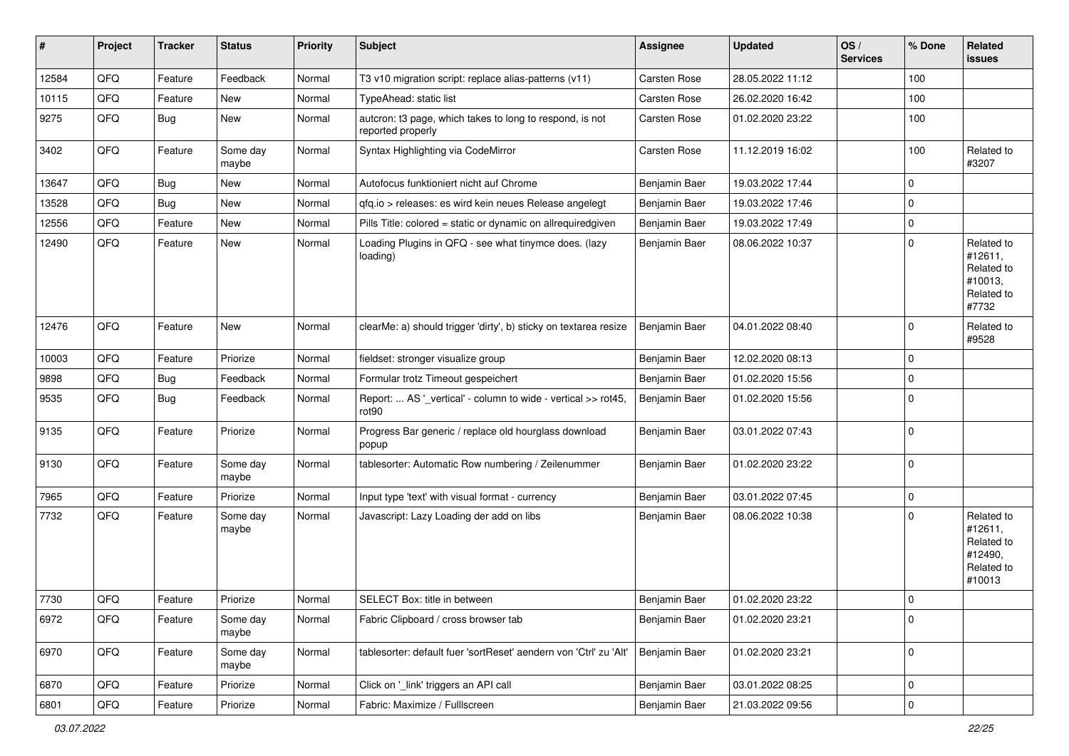| # | Project | Tracker | Status | Priority | Subject | Assignee | Updated | OS / Services | % Done | Related issues |
|---|---|---|---|---|---|---|---|---|---|---|
| 12584 | QFQ | Feature | Feedback | Normal | T3 v10 migration script: replace alias-patterns (v11) | Carsten Rose | 28.05.2022 11:12 | | 100 | |
| 10115 | QFQ | Feature | New | Normal | TypeAhead: static list | Carsten Rose | 26.02.2020 16:42 | | 100 | |
| 9275 | QFQ | Bug | New | Normal | autcron: t3 page, which takes to long to respond, is not reported properly | Carsten Rose | 01.02.2020 23:22 | | 100 | |
| 3402 | QFQ | Feature | Some day maybe | Normal | Syntax Highlighting via CodeMirror | Carsten Rose | 11.12.2019 16:02 | | 100 | Related to #3207 |
| 13647 | QFQ | Bug | New | Normal | Autofocus funktioniert nicht auf Chrome | Benjamin Baer | 19.03.2022 17:44 | | 0 | |
| 13528 | QFQ | Bug | New | Normal | qfq.io > releases: es wird kein neues Release angelegt | Benjamin Baer | 19.03.2022 17:46 | | 0 | |
| 12556 | QFQ | Feature | New | Normal | Pills Title: colored = static or dynamic on allrequiredgiven | Benjamin Baer | 19.03.2022 17:49 | | 0 | |
| 12490 | QFQ | Feature | New | Normal | Loading Plugins in QFQ - see what tinymce does. (lazy loading) | Benjamin Baer | 08.06.2022 10:37 | | 0 | Related to #12611, Related to #10013, Related to #7732 |
| 12476 | QFQ | Feature | New | Normal | clearMe: a) should trigger 'dirty', b) sticky on textarea resize | Benjamin Baer | 04.01.2022 08:40 | | 0 | Related to #9528 |
| 10003 | QFQ | Feature | Priorize | Normal | fieldset: stronger visualize group | Benjamin Baer | 12.02.2020 08:13 | | 0 | |
| 9898 | QFQ | Bug | Feedback | Normal | Formular trotz Timeout gespeichert | Benjamin Baer | 01.02.2020 15:56 | | 0 | |
| 9535 | QFQ | Bug | Feedback | Normal | Report: ... AS '_vertical' - column to wide - vertical >> rot45, rot90 | Benjamin Baer | 01.02.2020 15:56 | | 0 | |
| 9135 | QFQ | Feature | Priorize | Normal | Progress Bar generic / replace old hourglass download popup | Benjamin Baer | 03.01.2022 07:43 | | 0 | |
| 9130 | QFQ | Feature | Some day maybe | Normal | tablesorter: Automatic Row numbering / Zeilenummer | Benjamin Baer | 01.02.2020 23:22 | | 0 | |
| 7965 | QFQ | Feature | Priorize | Normal | Input type 'text' with visual format - currency | Benjamin Baer | 03.01.2022 07:45 | | 0 | |
| 7732 | QFQ | Feature | Some day maybe | Normal | Javascript: Lazy Loading der add on libs | Benjamin Baer | 08.06.2022 10:38 | | 0 | Related to #12611, Related to #12490, Related to #10013 |
| 7730 | QFQ | Feature | Priorize | Normal | SELECT Box: title in between | Benjamin Baer | 01.02.2020 23:22 | | 0 | |
| 6972 | QFQ | Feature | Some day maybe | Normal | Fabric Clipboard / cross browser tab | Benjamin Baer | 01.02.2020 23:21 | | 0 | |
| 6970 | QFQ | Feature | Some day maybe | Normal | tablesorter: default fuer 'sortReset' aendern von 'Ctrl' zu 'Alt' | Benjamin Baer | 01.02.2020 23:21 | | 0 | |
| 6870 | QFQ | Feature | Priorize | Normal | Click on '_link' triggers an API call | Benjamin Baer | 03.01.2022 08:25 | | 0 | |
| 6801 | QFQ | Feature | Priorize | Normal | Fabric: Maximize / Fulllscreen | Benjamin Baer | 21.03.2022 09:56 | | 0 | |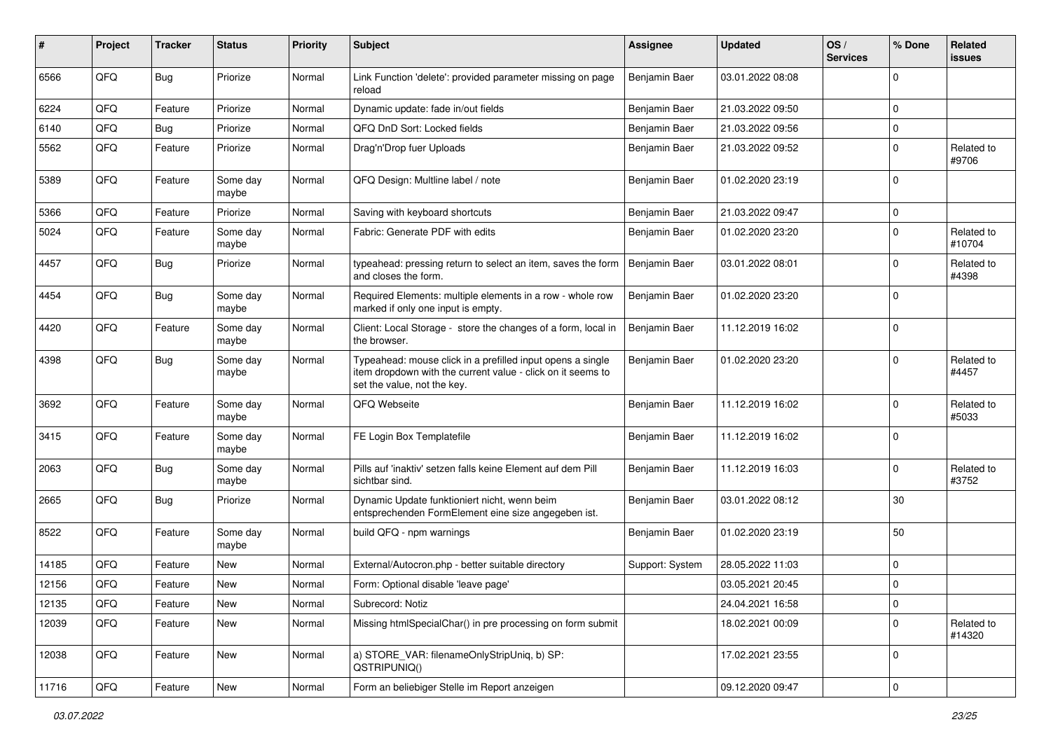| # | Project | Tracker | Status | Priority | Subject | Assignee | Updated | OS / Services | % Done | Related issues |
|---|---|---|---|---|---|---|---|---|---|---|
| 6566 | QFQ | Bug | Priorize | Normal | Link Function 'delete': provided parameter missing on page reload | Benjamin Baer | 03.01.2022 08:08 | | 0 | |
| 6224 | QFQ | Feature | Priorize | Normal | Dynamic update: fade in/out fields | Benjamin Baer | 21.03.2022 09:50 | | 0 | |
| 6140 | QFQ | Bug | Priorize | Normal | QFQ DnD Sort: Locked fields | Benjamin Baer | 21.03.2022 09:56 | | 0 | |
| 5562 | QFQ | Feature | Priorize | Normal | Drag'n'Drop fuer Uploads | Benjamin Baer | 21.03.2022 09:52 | | 0 | Related to #9706 |
| 5389 | QFQ | Feature | Some day maybe | Normal | QFQ Design: Multline label / note | Benjamin Baer | 01.02.2020 23:19 | | 0 | |
| 5366 | QFQ | Feature | Priorize | Normal | Saving with keyboard shortcuts | Benjamin Baer | 21.03.2022 09:47 | | 0 | |
| 5024 | QFQ | Feature | Some day maybe | Normal | Fabric: Generate PDF with edits | Benjamin Baer | 01.02.2020 23:20 | | 0 | Related to #10704 |
| 4457 | QFQ | Bug | Priorize | Normal | typeahead: pressing return to select an item, saves the form and closes the form. | Benjamin Baer | 03.01.2022 08:01 | | 0 | Related to #4398 |
| 4454 | QFQ | Bug | Some day maybe | Normal | Required Elements: multiple elements in a row - whole row marked if only one input is empty. | Benjamin Baer | 01.02.2020 23:20 | | 0 | |
| 4420 | QFQ | Feature | Some day maybe | Normal | Client: Local Storage - store the changes of a form, local in the browser. | Benjamin Baer | 11.12.2019 16:02 | | 0 | |
| 4398 | QFQ | Bug | Some day maybe | Normal | Typeahead: mouse click in a prefilled input opens a single item dropdown with the current value - click on it seems to set the value, not the key. | Benjamin Baer | 01.02.2020 23:20 | | 0 | Related to #4457 |
| 3692 | QFQ | Feature | Some day maybe | Normal | QFQ Webseite | Benjamin Baer | 11.12.2019 16:02 | | 0 | Related to #5033 |
| 3415 | QFQ | Feature | Some day maybe | Normal | FE Login Box Templatefile | Benjamin Baer | 11.12.2019 16:02 | | 0 | |
| 2063 | QFQ | Bug | Some day maybe | Normal | Pills auf 'inaktiv' setzen falls keine Element auf dem Pill sichtbar sind. | Benjamin Baer | 11.12.2019 16:03 | | 0 | Related to #3752 |
| 2665 | QFQ | Bug | Priorize | Normal | Dynamic Update funktioniert nicht, wenn beim entsprechenden FormElement eine size angegeben ist. | Benjamin Baer | 03.01.2022 08:12 | | 30 | |
| 8522 | QFQ | Feature | Some day maybe | Normal | build QFQ - npm warnings | Benjamin Baer | 01.02.2020 23:19 | | 50 | |
| 14185 | QFQ | Feature | New | Normal | External/Autocron.php - better suitable directory | Support: System | 28.05.2022 11:03 | | 0 | |
| 12156 | QFQ | Feature | New | Normal | Form: Optional disable 'leave page' | | 03.05.2021 20:45 | | 0 | |
| 12135 | QFQ | Feature | New | Normal | Subrecord: Notiz | | 24.04.2021 16:58 | | 0 | |
| 12039 | QFQ | Feature | New | Normal | Missing htmlSpecialChar() in pre processing on form submit | | 18.02.2021 00:09 | | 0 | Related to #14320 |
| 12038 | QFQ | Feature | New | Normal | a) STORE_VAR: filenameOnlyStripUniq, b) SP: QSTRIPUNIQ() | | 17.02.2021 23:55 | | 0 | |
| 11716 | QFQ | Feature | New | Normal | Form an beliebiger Stelle im Report anzeigen | | 09.12.2020 09:47 | | 0 | |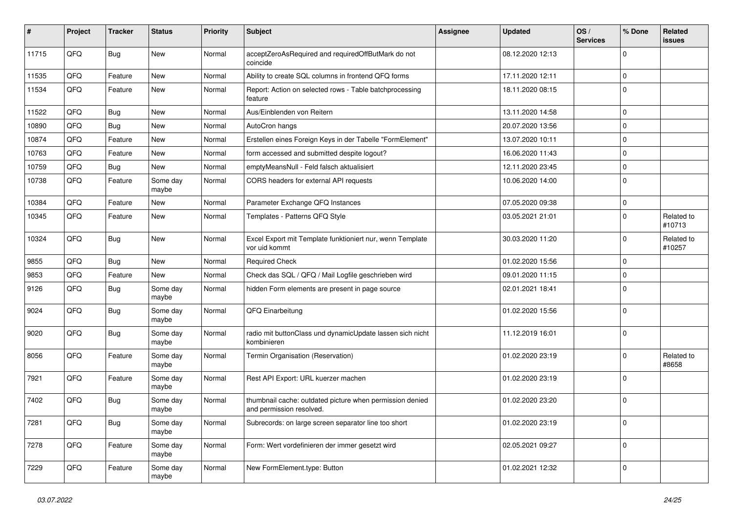| # | Project | Tracker | Status | Priority | Subject | Assignee | Updated | OS / Services | % Done | Related issues |
|---|---|---|---|---|---|---|---|---|---|---|
| 11715 | QFQ | Bug | New | Normal | acceptZeroAsRequired and requiredOffButMark do not coincide | | 08.12.2020 12:13 | | 0 | |
| 11535 | QFQ | Feature | New | Normal | Ability to create SQL columns in frontend QFQ forms | | 17.11.2020 12:11 | | 0 | |
| 11534 | QFQ | Feature | New | Normal | Report: Action on selected rows - Table batchprocessing feature | | 18.11.2020 08:15 | | 0 | |
| 11522 | QFQ | Bug | New | Normal | Aus/Einblenden von Reitern | | 13.11.2020 14:58 | | 0 | |
| 10890 | QFQ | Bug | New | Normal | AutoCron hangs | | 20.07.2020 13:56 | | 0 | |
| 10874 | QFQ | Feature | New | Normal | Erstellen eines Foreign Keys in der Tabelle "FormElement" | | 13.07.2020 10:11 | | 0 | |
| 10763 | QFQ | Feature | New | Normal | form accessed and submitted despite logout? | | 16.06.2020 11:43 | | 0 | |
| 10759 | QFQ | Bug | New | Normal | emptyMeansNull - Feld falsch aktualisiert | | 12.11.2020 23:45 | | 0 | |
| 10738 | QFQ | Feature | Some day maybe | Normal | CORS headers for external API requests | | 10.06.2020 14:00 | | 0 | |
| 10384 | QFQ | Feature | New | Normal | Parameter Exchange QFQ Instances | | 07.05.2020 09:38 | | 0 | |
| 10345 | QFQ | Feature | New | Normal | Templates - Patterns QFQ Style | | 03.05.2021 21:01 | | 0 | Related to #10713 |
| 10324 | QFQ | Bug | New | Normal | Excel Export mit Template funktioniert nur, wenn Template vor uid kommt | | 30.03.2020 11:20 | | 0 | Related to #10257 |
| 9855 | QFQ | Bug | New | Normal | Required Check | | 01.02.2020 15:56 | | 0 | |
| 9853 | QFQ | Feature | New | Normal | Check das SQL / QFQ / Mail Logfile geschrieben wird | | 09.01.2020 11:15 | | 0 | |
| 9126 | QFQ | Bug | Some day maybe | Normal | hidden Form elements are present in page source | | 02.01.2021 18:41 | | 0 | |
| 9024 | QFQ | Bug | Some day maybe | Normal | QFQ Einarbeitung | | 01.02.2020 15:56 | | 0 | |
| 9020 | QFQ | Bug | Some day maybe | Normal | radio mit buttonClass und dynamicUpdate lassen sich nicht kombinieren | | 11.12.2019 16:01 | | 0 | |
| 8056 | QFQ | Feature | Some day maybe | Normal | Termin Organisation (Reservation) | | 01.02.2020 23:19 | | 0 | Related to #8658 |
| 7921 | QFQ | Feature | Some day maybe | Normal | Rest API Export: URL kuerzer machen | | 01.02.2020 23:19 | | 0 | |
| 7402 | QFQ | Bug | Some day maybe | Normal | thumbnail cache: outdated picture when permission denied and permission resolved. | | 01.02.2020 23:20 | | 0 | |
| 7281 | QFQ | Bug | Some day maybe | Normal | Subrecords: on large screen separator line too short | | 01.02.2020 23:19 | | 0 | |
| 7278 | QFQ | Feature | Some day maybe | Normal | Form: Wert vordefinieren der immer gesetzt wird | | 02.05.2021 09:27 | | 0 | |
| 7229 | QFQ | Feature | Some day maybe | Normal | New FormElement.type: Button | | 01.02.2021 12:32 | | 0 | |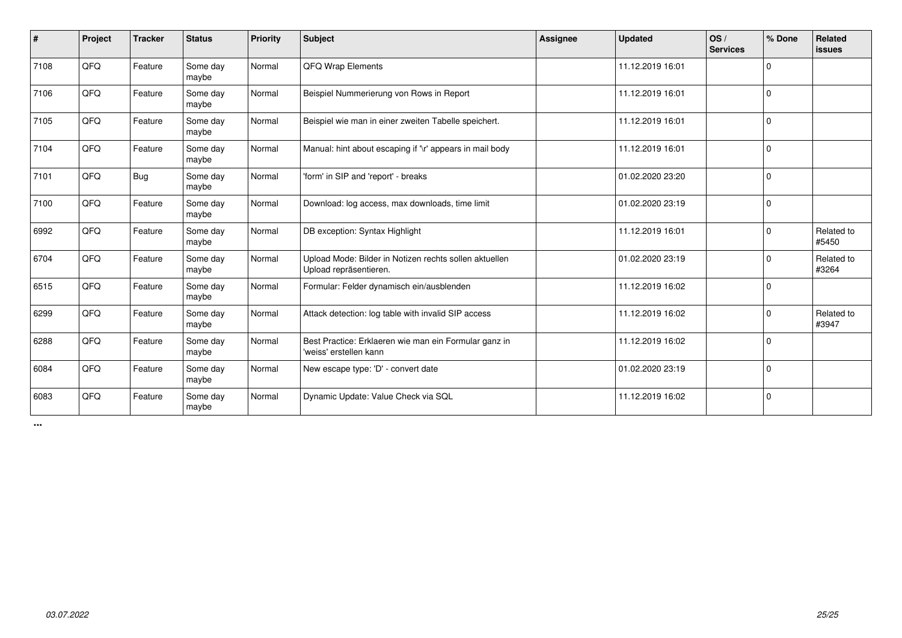| # | Project | Tracker | Status | Priority | Subject | Assignee | Updated | OS / Services | % Done | Related issues |
|---|---|---|---|---|---|---|---|---|---|---|
| 7108 | QFQ | Feature | Some day maybe | Normal | QFQ Wrap Elements | | 11.12.2019 16:01 | | 0 | |
| 7106 | QFQ | Feature | Some day maybe | Normal | Beispiel Nummerierung von Rows in Report | | 11.12.2019 16:01 | | 0 | |
| 7105 | QFQ | Feature | Some day maybe | Normal | Beispiel wie man in einer zweiten Tabelle speichert. | | 11.12.2019 16:01 | | 0 | |
| 7104 | QFQ | Feature | Some day maybe | Normal | Manual: hint about escaping if '\r' appears in mail body | | 11.12.2019 16:01 | | 0 | |
| 7101 | QFQ | Bug | Some day maybe | Normal | 'form' in SIP and 'report' - breaks | | 01.02.2020 23:20 | | 0 | |
| 7100 | QFQ | Feature | Some day maybe | Normal | Download: log access, max downloads, time limit | | 01.02.2020 23:19 | | 0 | |
| 6992 | QFQ | Feature | Some day maybe | Normal | DB exception: Syntax Highlight | | 11.12.2019 16:01 | | 0 | Related to #5450 |
| 6704 | QFQ | Feature | Some day maybe | Normal | Upload Mode: Bilder in Notizen rechts sollen aktuellen Upload repräsentieren. | | 01.02.2020 23:19 | | 0 | Related to #3264 |
| 6515 | QFQ | Feature | Some day maybe | Normal | Formular: Felder dynamisch ein/ausblenden | | 11.12.2019 16:02 | | 0 | |
| 6299 | QFQ | Feature | Some day maybe | Normal | Attack detection: log table with invalid SIP access | | 11.12.2019 16:02 | | 0 | Related to #3947 |
| 6288 | QFQ | Feature | Some day maybe | Normal | Best Practice: Erklaeren wie man ein Formular ganz in 'weiss' erstellen kann | | 11.12.2019 16:02 | | 0 | |
| 6084 | QFQ | Feature | Some day maybe | Normal | New escape type: 'D' - convert date | | 01.02.2020 23:19 | | 0 | |
| 6083 | QFQ | Feature | Some day maybe | Normal | Dynamic Update: Value Check via SQL | | 11.12.2019 16:02 | | 0 | |

...

*03.07.2022*